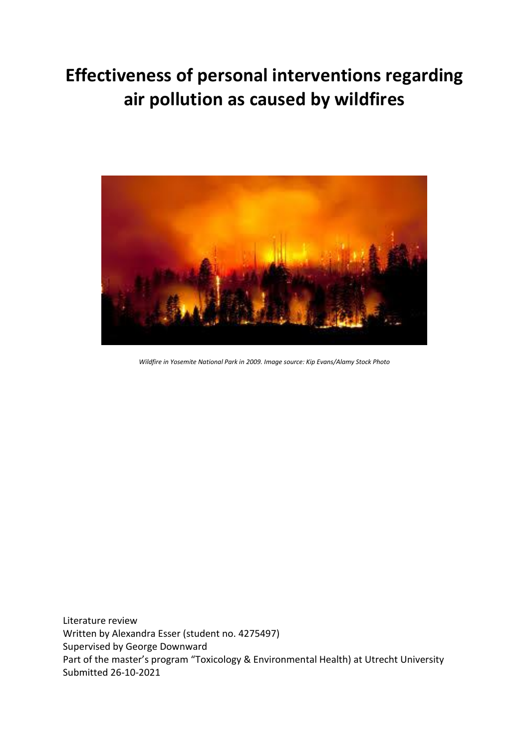# Effectiveness of personal interventions regarding air pollution as caused by wildfires

*Wildfire in Yosemite National Park in 2009. Image source: Kip Evans/Alamy Stock Photo*

Literature review
Written by Alexandra Esser (student no. 4275497)
Supervised by George Downward
Part of the master's program "Toxicology & Environmental Health) at Utrecht University
Submitted 26-10-2021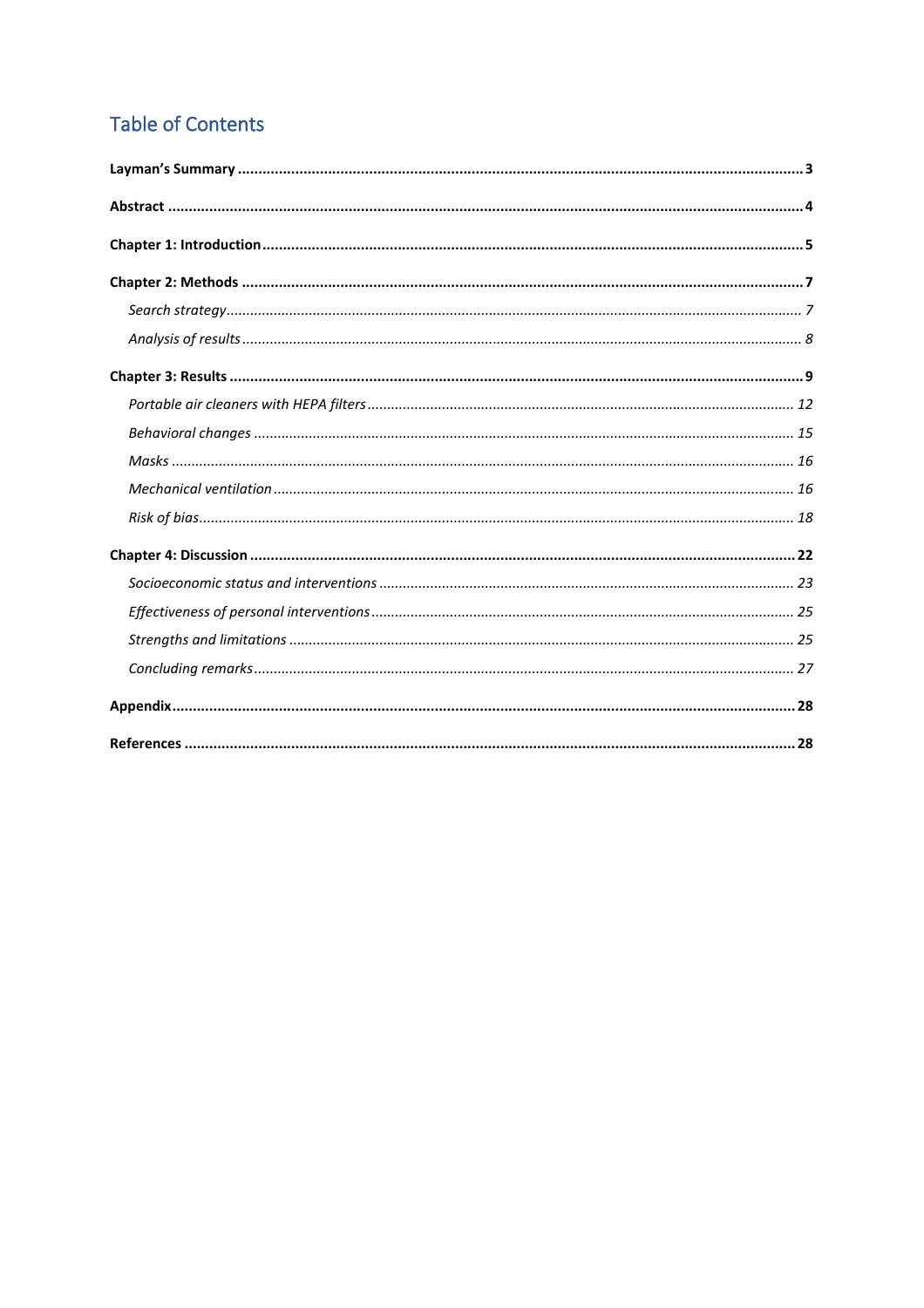# Table of Contents

**Layman's Summary** ........ **3**

**Abstract** ........ **4**

**Chapter 1: Introduction** ........ **5**

**Chapter 2: Methods** ........ **7**

- *Search strategy* ........ *7*
- *Analysis of results* ........ *8*

**Chapter 3: Results** ........ **9**

- *Portable air cleaners with HEPA filters* ........ *12*
- *Behavioral changes* ........ *15*
- *Masks* ........ *16*
- *Mechanical ventilation* ........ *16*
- *Risk of bias* ........ *18*

**Chapter 4: Discussion** ........ **22**

- *Socioeconomic status and interventions* ........ *23*
- *Effectiveness of personal interventions* ........ *25*
- *Strengths and limitations* ........ *25*
- *Concluding remarks* ........ *27*

**Appendix** ........ **28**

**References** ........ **28**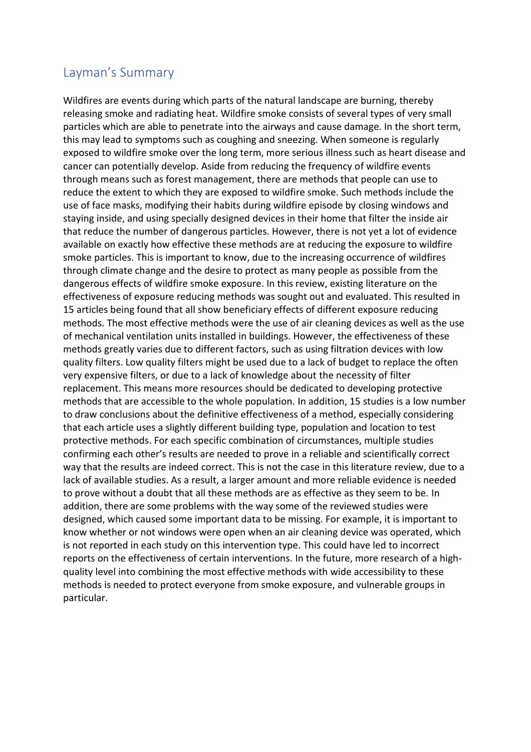## Layman's Summary

Wildfires are events during which parts of the natural landscape are burning, thereby releasing smoke and radiating heat. Wildfire smoke consists of several types of very small particles which are able to penetrate into the airways and cause damage. In the short term, this may lead to symptoms such as coughing and sneezing. When someone is regularly exposed to wildfire smoke over the long term, more serious illness such as heart disease and cancer can potentially develop. Aside from reducing the frequency of wildfire events through means such as forest management, there are methods that people can use to reduce the extent to which they are exposed to wildfire smoke. Such methods include the use of face masks, modifying their habits during wildfire episode by closing windows and staying inside, and using specially designed devices in their home that filter the inside air that reduce the number of dangerous particles. However, there is not yet a lot of evidence available on exactly how effective these methods are at reducing the exposure to wildfire smoke particles. This is important to know, due to the increasing occurrence of wildfires through climate change and the desire to protect as many people as possible from the dangerous effects of wildfire smoke exposure. In this review, existing literature on the effectiveness of exposure reducing methods was sought out and evaluated. This resulted in 15 articles being found that all show beneficiary effects of different exposure reducing methods. The most effective methods were the use of air cleaning devices as well as the use of mechanical ventilation units installed in buildings. However, the effectiveness of these methods greatly varies due to different factors, such as using filtration devices with low quality filters. Low quality filters might be used due to a lack of budget to replace the often very expensive filters, or due to a lack of knowledge about the necessity of filter replacement. This means more resources should be dedicated to developing protective methods that are accessible to the whole population. In addition, 15 studies is a low number to draw conclusions about the definitive effectiveness of a method, especially considering that each article uses a slightly different building type, population and location to test protective methods. For each specific combination of circumstances, multiple studies confirming each other's results are needed to prove in a reliable and scientifically correct way that the results are indeed correct. This is not the case in this literature review, due to a lack of available studies. As a result, a larger amount and more reliable evidence is needed to prove without a doubt that all these methods are as effective as they seem to be. In addition, there are some problems with the way some of the reviewed studies were designed, which caused some important data to be missing. For example, it is important to know whether or not windows were open when an air cleaning device was operated, which is not reported in each study on this intervention type. This could have led to incorrect reports on the effectiveness of certain interventions. In the future, more research of a high-quality level into combining the most effective methods with wide accessibility to these methods is needed to protect everyone from smoke exposure, and vulnerable groups in particular.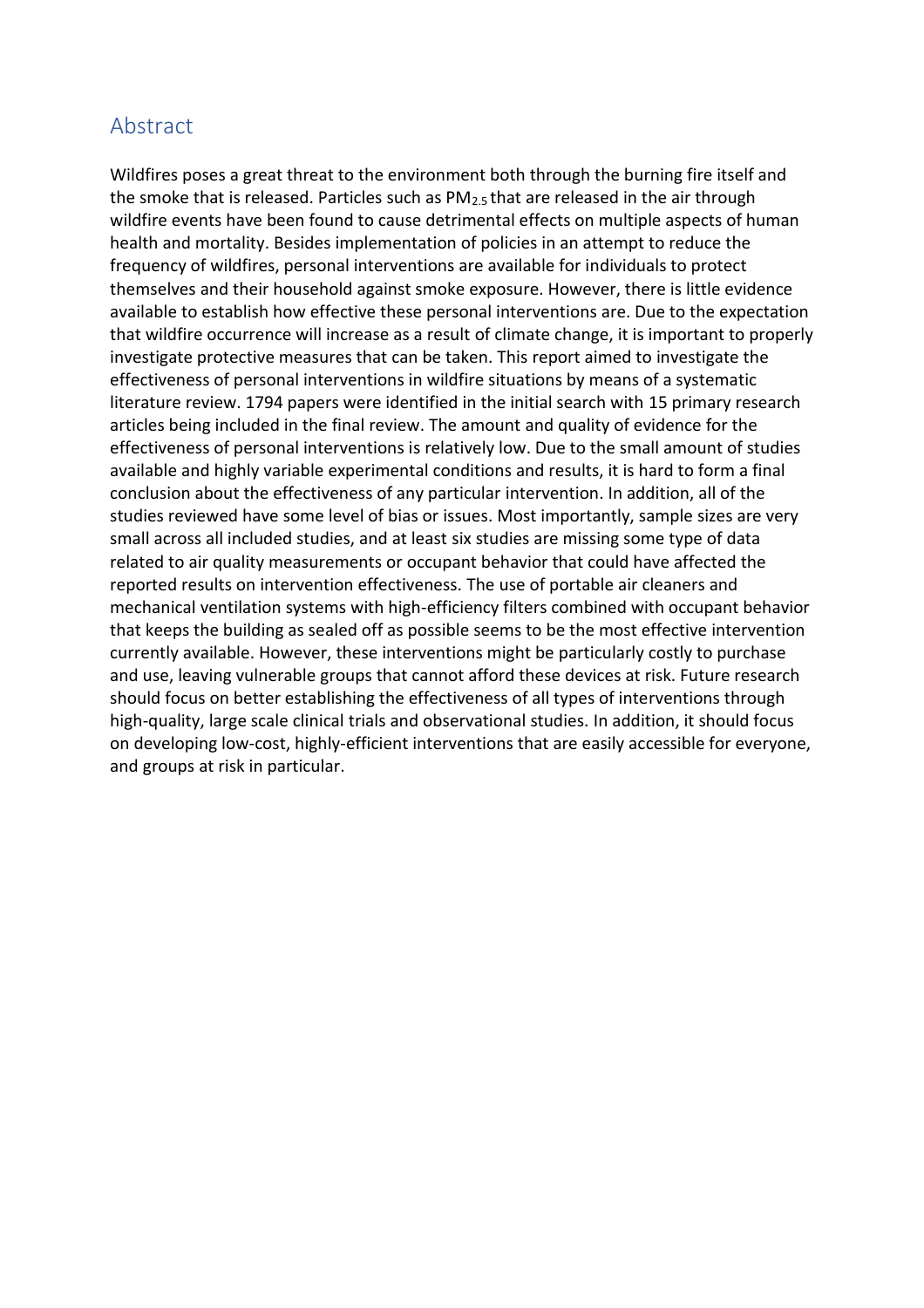## Abstract

Wildfires poses a great threat to the environment both through the burning fire itself and the smoke that is released. Particles such as $PM_{2.5}$ that are released in the air through wildfire events have been found to cause detrimental effects on multiple aspects of human health and mortality. Besides implementation of policies in an attempt to reduce the frequency of wildfires, personal interventions are available for individuals to protect themselves and their household against smoke exposure. However, there is little evidence available to establish how effective these personal interventions are. Due to the expectation that wildfire occurrence will increase as a result of climate change, it is important to properly investigate protective measures that can be taken. This report aimed to investigate the effectiveness of personal interventions in wildfire situations by means of a systematic literature review. 1794 papers were identified in the initial search with 15 primary research articles being included in the final review. The amount and quality of evidence for the effectiveness of personal interventions is relatively low. Due to the small amount of studies available and highly variable experimental conditions and results, it is hard to form a final conclusion about the effectiveness of any particular intervention. In addition, all of the studies reviewed have some level of bias or issues. Most importantly, sample sizes are very small across all included studies, and at least six studies are missing some type of data related to air quality measurements or occupant behavior that could have affected the reported results on intervention effectiveness. The use of portable air cleaners and mechanical ventilation systems with high-efficiency filters combined with occupant behavior that keeps the building as sealed off as possible seems to be the most effective intervention currently available. However, these interventions might be particularly costly to purchase and use, leaving vulnerable groups that cannot afford these devices at risk. Future research should focus on better establishing the effectiveness of all types of interventions through high-quality, large scale clinical trials and observational studies. In addition, it should focus on developing low-cost, highly-efficient interventions that are easily accessible for everyone, and groups at risk in particular.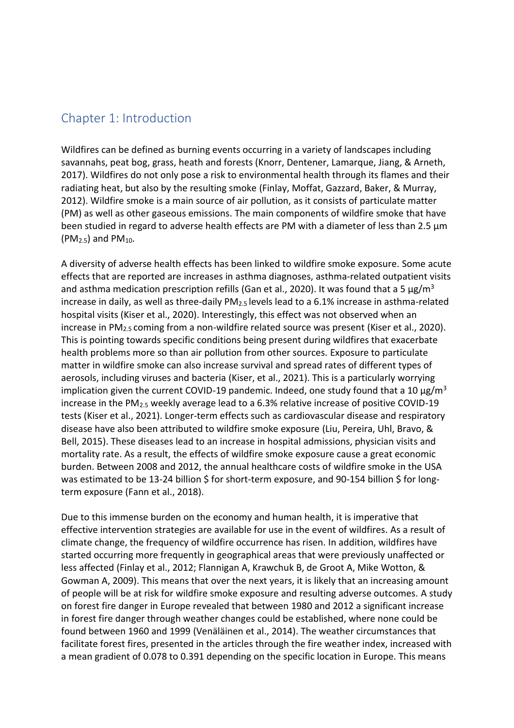# Chapter 1: Introduction

Wildfires can be defined as burning events occurring in a variety of landscapes including savannahs, peat bog, grass, heath and forests (Knorr, Dentener, Lamarque, Jiang, & Arneth, 2017). Wildfires do not only pose a risk to environmental health through its flames and their radiating heat, but also by the resulting smoke (Finlay, Moffat, Gazzard, Baker, & Murray, 2012). Wildfire smoke is a main source of air pollution, as it consists of particulate matter (PM) as well as other gaseous emissions. The main components of wildfire smoke that have been studied in regard to adverse health effects are PM with a diameter of less than 2.5 µm ($PM_{2.5}$) and $PM_{10}$.

A diversity of adverse health effects has been linked to wildfire smoke exposure. Some acute effects that are reported are increases in asthma diagnoses, asthma-related outpatient visits and asthma medication prescription refills (Gan et al., 2020). It was found that a 5 µg/m$^3$ increase in daily, as well as three-daily $PM_{2.5}$ levels lead to a 6.1% increase in asthma-related hospital visits (Kiser et al., 2020). Interestingly, this effect was not observed when an increase in $PM_{2.5}$ coming from a non-wildfire related source was present (Kiser et al., 2020). This is pointing towards specific conditions being present during wildfires that exacerbate health problems more so than air pollution from other sources. Exposure to particulate matter in wildfire smoke can also increase survival and spread rates of different types of aerosols, including viruses and bacteria (Kiser, et al., 2021). This is a particularly worrying implication given the current COVID-19 pandemic. Indeed, one study found that a 10 µg/m$^3$ increase in the $PM_{2.5}$ weekly average lead to a 6.3% relative increase of positive COVID-19 tests (Kiser et al., 2021). Longer-term effects such as cardiovascular disease and respiratory disease have also been attributed to wildfire smoke exposure (Liu, Pereira, Uhl, Bravo, & Bell, 2015). These diseases lead to an increase in hospital admissions, physician visits and mortality rate. As a result, the effects of wildfire smoke exposure cause a great economic burden. Between 2008 and 2012, the annual healthcare costs of wildfire smoke in the USA was estimated to be 13-24 billion $ for short-term exposure, and 90-154 billion $ for long-term exposure (Fann et al., 2018).

Due to this immense burden on the economy and human health, it is imperative that effective intervention strategies are available for use in the event of wildfires. As a result of climate change, the frequency of wildfire occurrence has risen. In addition, wildfires have started occurring more frequently in geographical areas that were previously unaffected or less affected (Finlay et al., 2012; Flannigan A, Krawchuk B, de Groot A, Mike Wotton, & Gowman A, 2009). This means that over the next years, it is likely that an increasing amount of people will be at risk for wildfire smoke exposure and resulting adverse outcomes. A study on forest fire danger in Europe revealed that between 1980 and 2012 a significant increase in forest fire danger through weather changes could be established, where none could be found between 1960 and 1999 (Venäläinen et al., 2014). The weather circumstances that facilitate forest fires, presented in the articles through the fire weather index, increased with a mean gradient of 0.078 to 0.391 depending on the specific location in Europe. This means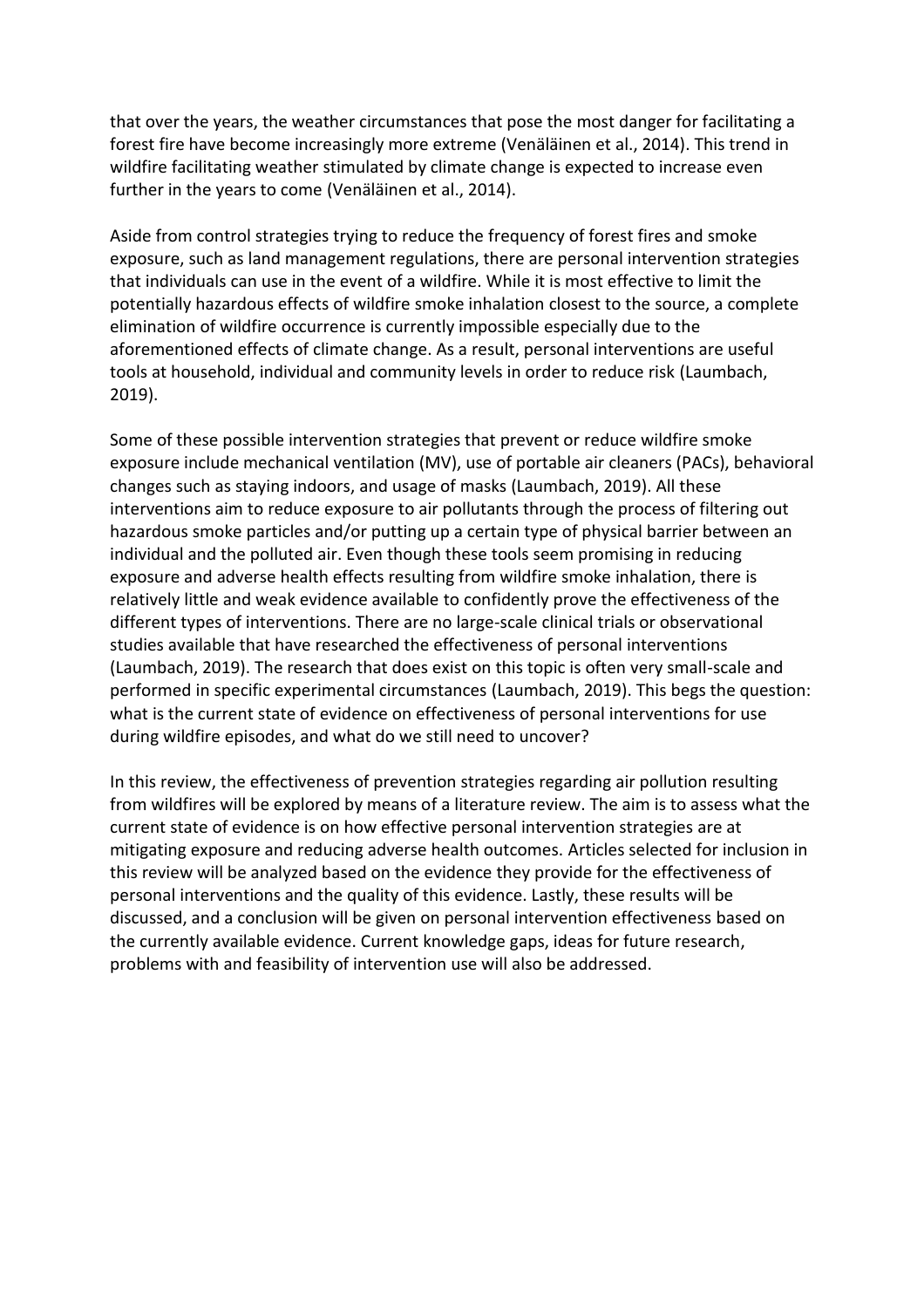that over the years, the weather circumstances that pose the most danger for facilitating a forest fire have become increasingly more extreme (Venäläinen et al., 2014). This trend in wildfire facilitating weather stimulated by climate change is expected to increase even further in the years to come (Venäläinen et al., 2014).

Aside from control strategies trying to reduce the frequency of forest fires and smoke exposure, such as land management regulations, there are personal intervention strategies that individuals can use in the event of a wildfire. While it is most effective to limit the potentially hazardous effects of wildfire smoke inhalation closest to the source, a complete elimination of wildfire occurrence is currently impossible especially due to the aforementioned effects of climate change. As a result, personal interventions are useful tools at household, individual and community levels in order to reduce risk (Laumbach, 2019).

Some of these possible intervention strategies that prevent or reduce wildfire smoke exposure include mechanical ventilation (MV), use of portable air cleaners (PACs), behavioral changes such as staying indoors, and usage of masks (Laumbach, 2019). All these interventions aim to reduce exposure to air pollutants through the process of filtering out hazardous smoke particles and/or putting up a certain type of physical barrier between an individual and the polluted air. Even though these tools seem promising in reducing exposure and adverse health effects resulting from wildfire smoke inhalation, there is relatively little and weak evidence available to confidently prove the effectiveness of the different types of interventions. There are no large-scale clinical trials or observational studies available that have researched the effectiveness of personal interventions (Laumbach, 2019). The research that does exist on this topic is often very small-scale and performed in specific experimental circumstances (Laumbach, 2019). This begs the question: what is the current state of evidence on effectiveness of personal interventions for use during wildfire episodes, and what do we still need to uncover?

In this review, the effectiveness of prevention strategies regarding air pollution resulting from wildfires will be explored by means of a literature review. The aim is to assess what the current state of evidence is on how effective personal intervention strategies are at mitigating exposure and reducing adverse health outcomes. Articles selected for inclusion in this review will be analyzed based on the evidence they provide for the effectiveness of personal interventions and the quality of this evidence. Lastly, these results will be discussed, and a conclusion will be given on personal intervention effectiveness based on the currently available evidence. Current knowledge gaps, ideas for future research, problems with and feasibility of intervention use will also be addressed.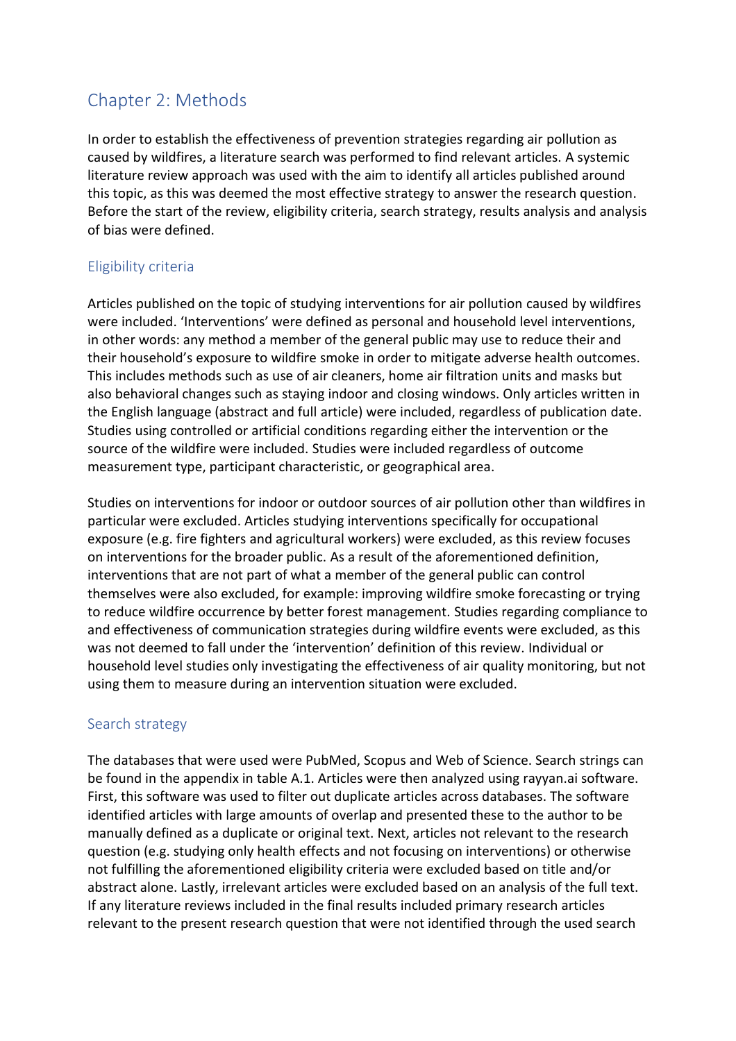## Chapter 2: Methods

In order to establish the effectiveness of prevention strategies regarding air pollution as caused by wildfires, a literature search was performed to find relevant articles. A systemic literature review approach was used with the aim to identify all articles published around this topic, as this was deemed the most effective strategy to answer the research question. Before the start of the review, eligibility criteria, search strategy, results analysis and analysis of bias were defined.

### Eligibility criteria

Articles published on the topic of studying interventions for air pollution caused by wildfires were included. 'Interventions' were defined as personal and household level interventions, in other words: any method a member of the general public may use to reduce their and their household's exposure to wildfire smoke in order to mitigate adverse health outcomes. This includes methods such as use of air cleaners, home air filtration units and masks but also behavioral changes such as staying indoor and closing windows. Only articles written in the English language (abstract and full article) were included, regardless of publication date. Studies using controlled or artificial conditions regarding either the intervention or the source of the wildfire were included. Studies were included regardless of outcome measurement type, participant characteristic, or geographical area.

Studies on interventions for indoor or outdoor sources of air pollution other than wildfires in particular were excluded. Articles studying interventions specifically for occupational exposure (e.g. fire fighters and agricultural workers) were excluded, as this review focuses on interventions for the broader public. As a result of the aforementioned definition, interventions that are not part of what a member of the general public can control themselves were also excluded, for example: improving wildfire smoke forecasting or trying to reduce wildfire occurrence by better forest management. Studies regarding compliance to and effectiveness of communication strategies during wildfire events were excluded, as this was not deemed to fall under the 'intervention' definition of this review. Individual or household level studies only investigating the effectiveness of air quality monitoring, but not using them to measure during an intervention situation were excluded.

### Search strategy

The databases that were used were PubMed, Scopus and Web of Science. Search strings can be found in the appendix in table A.1. Articles were then analyzed using rayyan.ai software. First, this software was used to filter out duplicate articles across databases. The software identified articles with large amounts of overlap and presented these to the author to be manually defined as a duplicate or original text. Next, articles not relevant to the research question (e.g. studying only health effects and not focusing on interventions) or otherwise not fulfilling the aforementioned eligibility criteria were excluded based on title and/or abstract alone. Lastly, irrelevant articles were excluded based on an analysis of the full text. If any literature reviews included in the final results included primary research articles relevant to the present research question that were not identified through the used search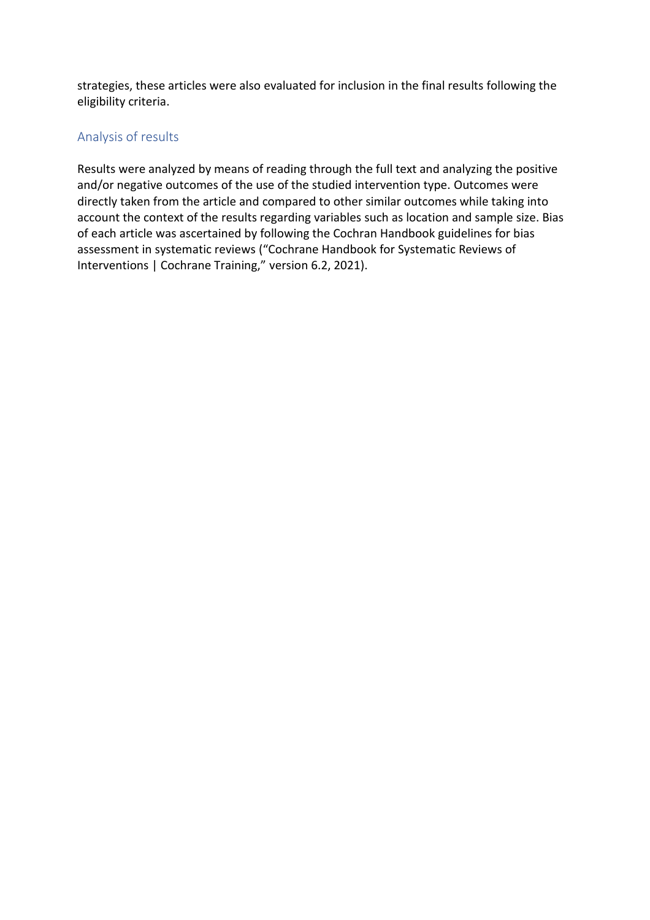strategies, these articles were also evaluated for inclusion in the final results following the eligibility criteria.

## Analysis of results

Results were analyzed by means of reading through the full text and analyzing the positive and/or negative outcomes of the use of the studied intervention type. Outcomes were directly taken from the article and compared to other similar outcomes while taking into account the context of the results regarding variables such as location and sample size. Bias of each article was ascertained by following the Cochran Handbook guidelines for bias assessment in systematic reviews ("Cochrane Handbook for Systematic Reviews of Interventions | Cochrane Training," version 6.2, 2021).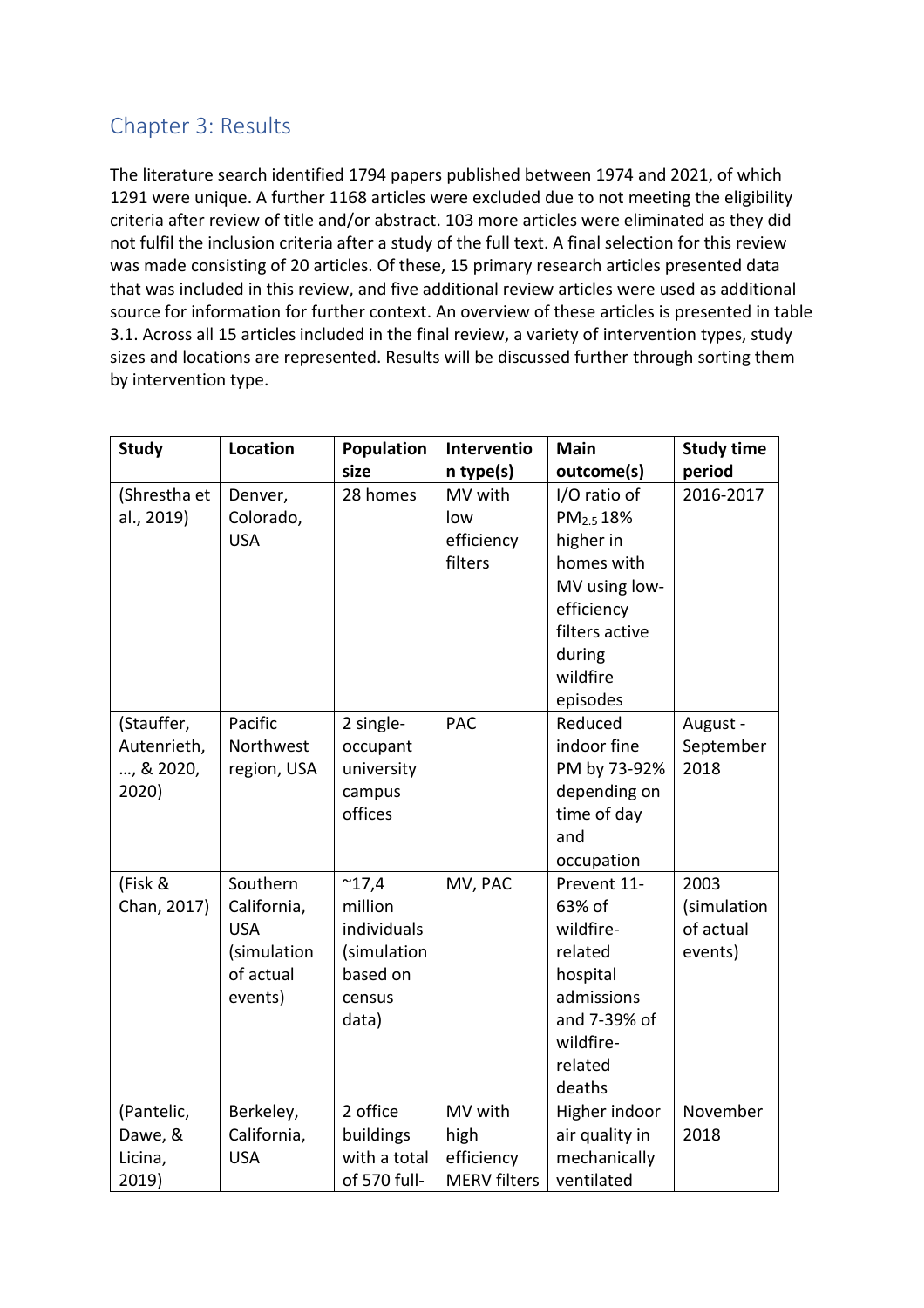## Chapter 3: Results

The literature search identified 1794 papers published between 1974 and 2021, of which 1291 were unique. A further 1168 articles were excluded due to not meeting the eligibility criteria after review of title and/or abstract. 103 more articles were eliminated as they did not fulfil the inclusion criteria after a study of the full text. A final selection for this review was made consisting of 20 articles. Of these, 15 primary research articles presented data that was included in this review, and five additional review articles were used as additional source for information for further context. An overview of these articles is presented in table 3.1. Across all 15 articles included in the final review, a variety of intervention types, study sizes and locations are represented. Results will be discussed further through sorting them by intervention type.

| Study | Location | Population size | Intervention type(s) | Main outcome(s) | Study time period |
|---|---|---|---|---|---|
| (Shrestha et al., 2019) | Denver, Colorado, USA | 28 homes | MV with low efficiency filters | I/O ratio of $PM_{2.5}$ 18% higher in homes with MV using low-efficiency filters active during wildfire episodes | 2016-2017 |
| (Stauffer, Autenrieth, …, & 2020, 2020) | Pacific Northwest region, USA | 2 single-occupant university campus offices | PAC | Reduced indoor fine PM by 73-92% depending on time of day and occupation | August - September 2018 |
| (Fisk & Chan, 2017) | Southern California, USA (simulation of actual events) | ~17,4 million individuals (simulation based on census data) | MV, PAC | Prevent 11-63% of wildfire-related hospital admissions and 7-39% of wildfire-related deaths | 2003 (simulation of actual events) |
| (Pantelic, Dawe, & Licina, 2019) | Berkeley, California, USA | 2 office buildings with a total of 570 full- | MV with high efficiency MERV filters | Higher indoor air quality in mechanically ventilated | November 2018 |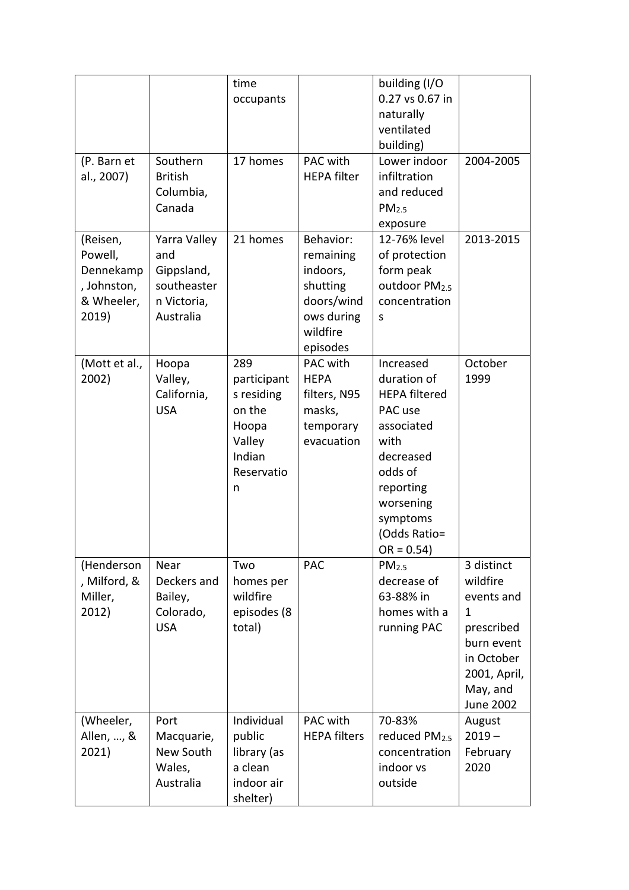| | | time occupants | | building (I/O 0.27 vs 0.67 in naturally ventilated building) | |
|---|---|---|---|---|---|
| (P. Barn et al., 2007) | Southern British Columbia, Canada | 17 homes | PAC with HEPA filter | Lower indoor infiltration and reduced $PM_{2.5}$ exposure | 2004-2005 |
| (Reisen, Powell, Dennekamp, Johnston, & Wheeler, 2019) | Yarra Valley and Gippsland, southeastern Victoria, Australia | 21 homes | Behavior: remaining indoors, shutting doors/windows during wildfire episodes | 12-76% level of protection form peak outdoor $PM_{2.5}$ concentrations | 2013-2015 |
| (Mott et al., 2002) | Hoopa Valley, California, USA | 289 participants residing on the Hoopa Valley Indian Reservation | PAC with HEPA filters, N95 masks, temporary evacuation | Increased duration of HEPA filtered PAC use associated with decreased odds of reporting worsening symptoms (Odds Ratio= OR = 0.54) | October 1999 |
| (Henderson, Milford, & Miller, 2012) | Near Deckers and Bailey, Colorado, USA | Two homes per wildfire episodes (8 total) | PAC | $PM_{2.5}$ decrease of 63-88% in homes with a running PAC | 3 distinct wildfire events and 1 prescribed burn event in October 2001, April, May, and June 2002 |
| (Wheeler, Allen, …, & 2021) | Port Macquarie, New South Wales, Australia | Individual public library (as a clean indoor air shelter) | PAC with HEPA filters | 70-83% reduced $PM_{2.5}$ concentration indoor vs outside | August 2019 – February 2020 |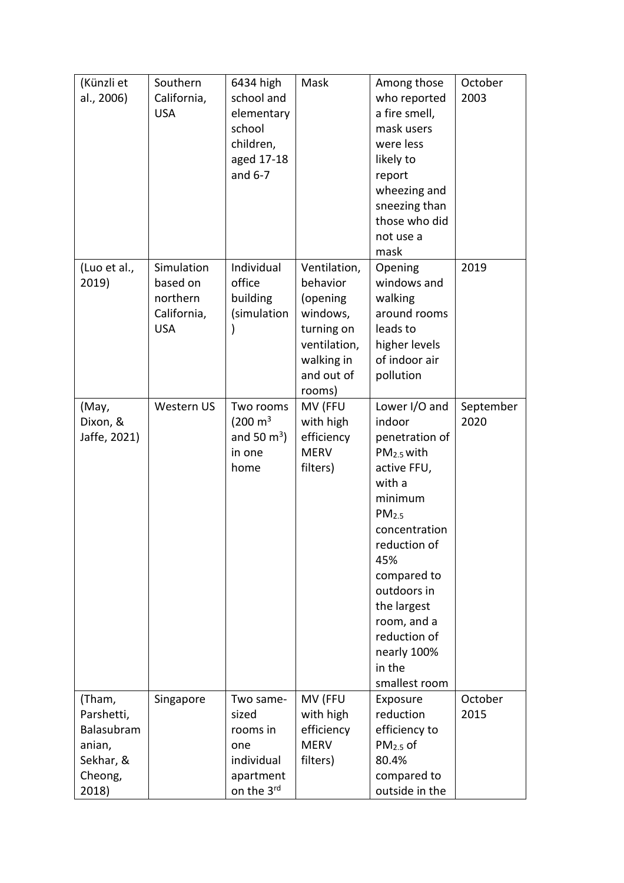| (Künzli et al., 2006) | Southern California, USA | 6434 high school and elementary school children, aged 17-18 and 6-7 | Mask | Among those who reported a fire smell, mask users were less likely to report wheezing and sneezing than those who did not use a mask | October 2003 |
|---|---|---|---|---|---|
| (Luo et al., 2019) | Simulation based on northern California, USA | Individual office building (simulation) | Ventilation, behavior (opening windows, turning on ventilation, walking in and out of rooms) | Opening windows and walking around rooms leads to higher levels of indoor air pollution | 2019 |
| (May, Dixon, & Jaffe, 2021) | Western US | Two rooms (200 $m^3$ and 50 $m^3$) in one home | MV (FFU with high efficiency MERV filters) | Lower I/O and indoor penetration of $PM_{2.5}$ with active FFU, with a minimum $PM_{2.5}$ concentration reduction of 45% compared to outdoors in the largest room, and a reduction of nearly 100% in the smallest room | September 2020 |
| (Tham, Parshetti, Balasubramanian, Sekhar, & Cheong, 2018) | Singapore | Two same-sized rooms in one individual apartment on the 3rd | MV (FFU with high efficiency MERV filters) | Exposure reduction efficiency to $PM_{2.5}$ of 80.4% compared to outside in the | October 2015 |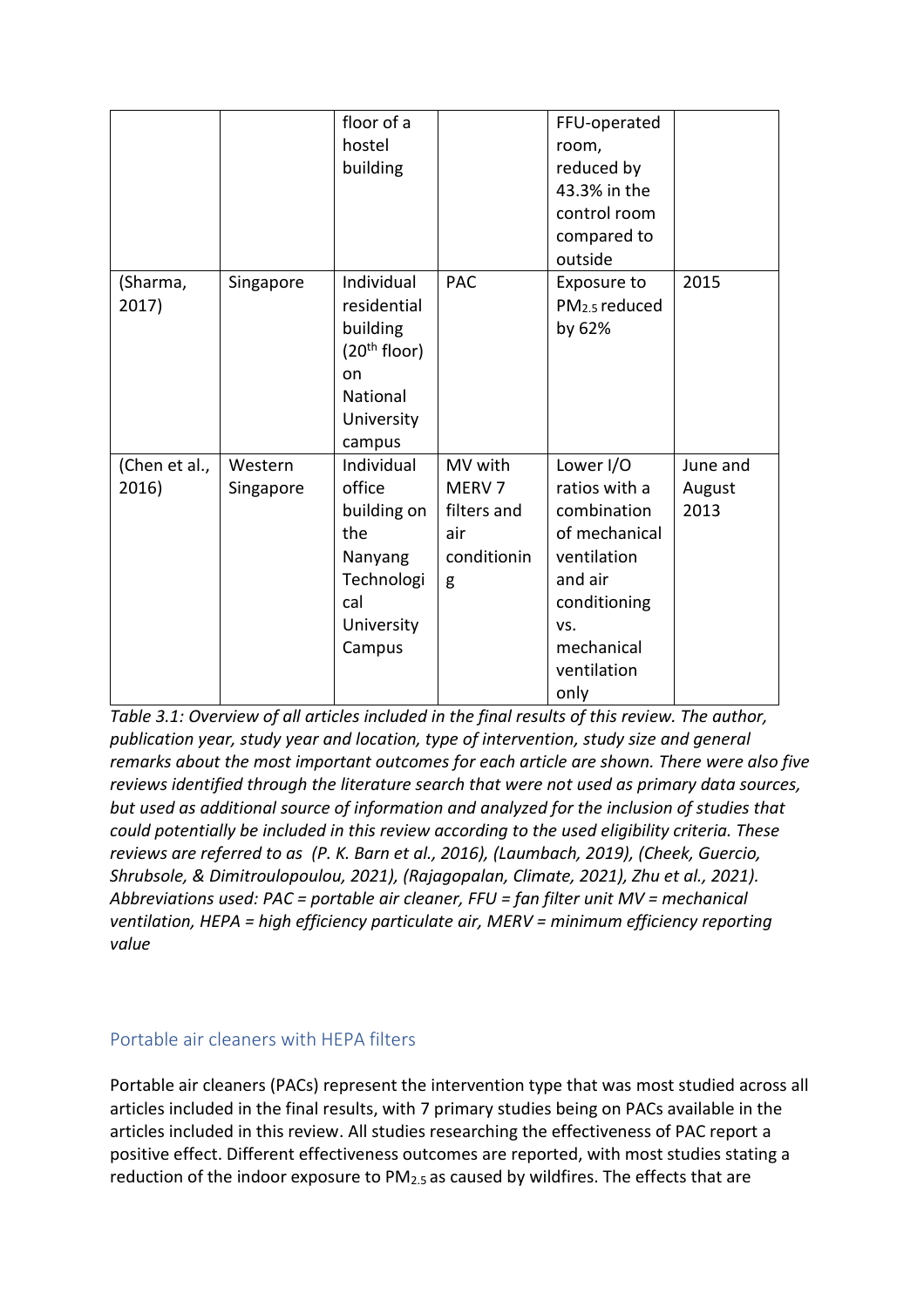| | | floor of a hostel building | | FFU-operated room, reduced by 43.3% in the control room compared to outside | |
|---|---|---|---|---|---|
| (Sharma, 2017) | Singapore | Individual residential building (20th floor) on National University campus | PAC | Exposure to $PM_{2.5}$ reduced by 62% | 2015 |
| (Chen et al., 2016) | Western Singapore | Individual office building on the Nanyang Technological University Campus | MV with MERV 7 filters and air conditioning | Lower I/O ratios with a combination of mechanical ventilation and air conditioning vs. mechanical ventilation only | June and August 2013 |

*Table 3.1: Overview of all articles included in the final results of this review. The author, publication year, study year and location, type of intervention, study size and general remarks about the most important outcomes for each article are shown. There were also five reviews identified through the literature search that were not used as primary data sources, but used as additional source of information and analyzed for the inclusion of studies that could potentially be included in this review according to the used eligibility criteria. These reviews are referred to as (P. K. Barn et al., 2016), (Laumbach, 2019), (Cheek, Guercio, Shrubsole, & Dimitroulopoulou, 2021), (Rajagopalan, Climate, 2021), Zhu et al., 2021). Abbreviations used: PAC = portable air cleaner, FFU = fan filter unit MV = mechanical ventilation, HEPA = high efficiency particulate air, MERV = minimum efficiency reporting value*

## Portable air cleaners with HEPA filters

Portable air cleaners (PACs) represent the intervention type that was most studied across all articles included in the final results, with 7 primary studies being on PACs available in the articles included in this review. All studies researching the effectiveness of PAC report a positive effect. Different effectiveness outcomes are reported, with most studies stating a reduction of the indoor exposure to $PM_{2.5}$ as caused by wildfires. The effects that are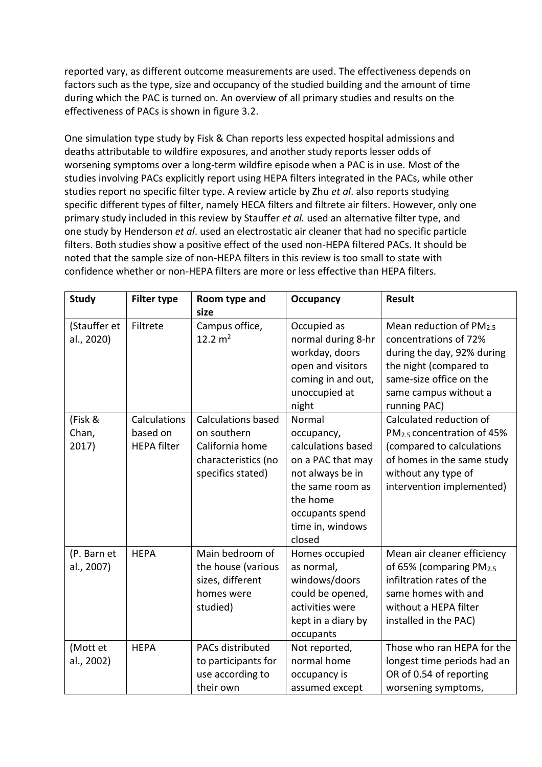reported vary, as different outcome measurements are used. The effectiveness depends on factors such as the type, size and occupancy of the studied building and the amount of time during which the PAC is turned on. An overview of all primary studies and results on the effectiveness of PACs is shown in figure 3.2.

One simulation type study by Fisk & Chan reports less expected hospital admissions and deaths attributable to wildfire exposures, and another study reports lesser odds of worsening symptoms over a long-term wildfire episode when a PAC is in use. Most of the studies involving PACs explicitly report using HEPA filters integrated in the PACs, while other studies report no specific filter type. A review article by Zhu *et al*. also reports studying specific different types of filter, namely HECA filters and filtrete air filters. However, only one primary study included in this review by Stauffer *et al.* used an alternative filter type, and one study by Henderson *et al*. used an electrostatic air cleaner that had no specific particle filters. Both studies show a positive effect of the used non-HEPA filtered PACs. It should be noted that the sample size of non-HEPA filters in this review is too small to state with confidence whether or non-HEPA filters are more or less effective than HEPA filters.

| Study | Filter type | Room type and size | Occupancy | Result |
|---|---|---|---|---|
| (Stauffer et al., 2020) | Filtrete | Campus office, 12.2 $m^2$ | Occupied as normal during 8-hr workday, doors open and visitors coming in and out, unoccupied at night | Mean reduction of $PM_{2.5}$ concentrations of 72% during the day, 92% during the night (compared to same-size office on the same campus without a running PAC) |
| (Fisk & Chan, 2017) | Calculations based on HEPA filter | Calculations based on southern California home characteristics (no specifics stated) | Normal occupancy, calculations based on a PAC that may not always be in the same room as the home occupants spend time in, windows closed | Calculated reduction of $PM_{2.5}$ concentration of 45% (compared to calculations of homes in the same study without any type of intervention implemented) |
| (P. Barn et al., 2007) | HEPA | Main bedroom of the house (various sizes, different homes were studied) | Homes occupied as normal, windows/doors could be opened, activities were kept in a diary by occupants | Mean air cleaner efficiency of 65% (comparing $PM_{2.5}$ infiltration rates of the same homes with and without a HEPA filter installed in the PAC) |
| (Mott et al., 2002) | HEPA | PACs distributed to participants for use according to their own | Not reported, normal home occupancy is assumed except | Those who ran HEPA for the longest time periods had an OR of 0.54 of reporting worsening symptoms, |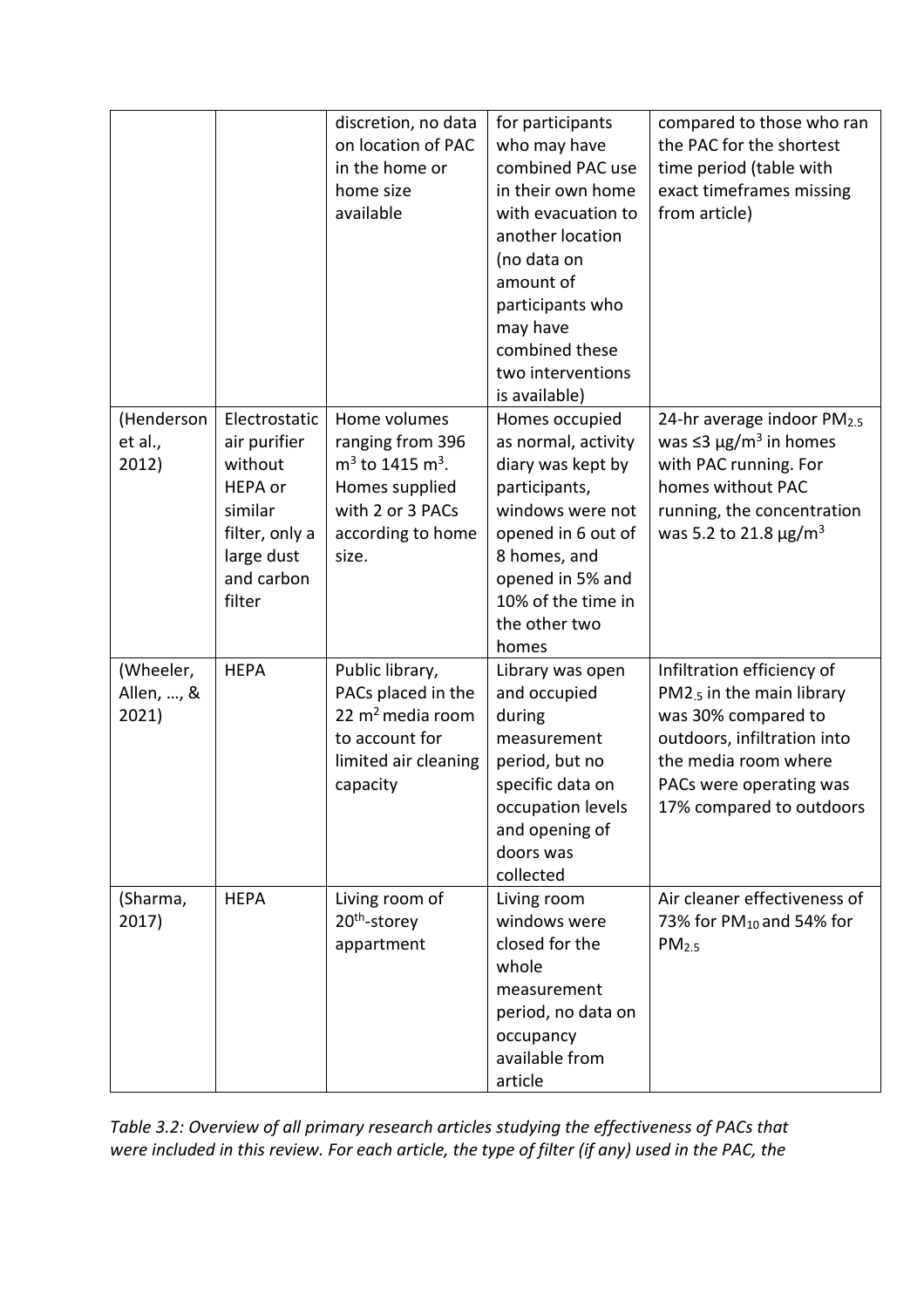| | | discretion, no data on location of PAC in the home or home size available | for participants who may have combined PAC use in their own home with evacuation to another location (no data on amount of participants who may have combined these two interventions is available) | compared to those who ran the PAC for the shortest time period (table with exact timeframes missing from article) |
|---|---|---|---|---|
| (Henderson et al., 2012) | Electrostatic air purifier without HEPA or similar filter, only a large dust and carbon filter | Home volumes ranging from 396 $m^3$ to 1415 $m^3$. Homes supplied with 2 or 3 PACs according to home size. | Homes occupied as normal, activity diary was kept by participants, windows were not opened in 6 out of 8 homes, and opened in 5% and 10% of the time in the other two homes | 24-hr average indoor $PM_{2.5}$ was ≤3 μg/$m^3$ in homes with PAC running. For homes without PAC running, the concentration was 5.2 to 21.8 μg/$m^3$ |
| (Wheeler, Allen, …, & 2021) | HEPA | Public library, PACs placed in the 22 $m^2$ media room to account for limited air cleaning capacity | Library was open and occupied during measurement period, but no specific data on occupation levels and opening of doors was collected | Infiltration efficiency of $PM2_{.5}$ in the main library was 30% compared to outdoors, infiltration into the media room where PACs were operating was 17% compared to outdoors |
| (Sharma, 2017) | HEPA | Living room of 20th-storey appartment | Living room windows were closed for the whole measurement period, no data on occupancy available from article | Air cleaner effectiveness of 73% for $PM_{10}$ and 54% for $PM_{2.5}$ |

*Table 3.2: Overview of all primary research articles studying the effectiveness of PACs that were included in this review. For each article, the type of filter (if any) used in the PAC, the*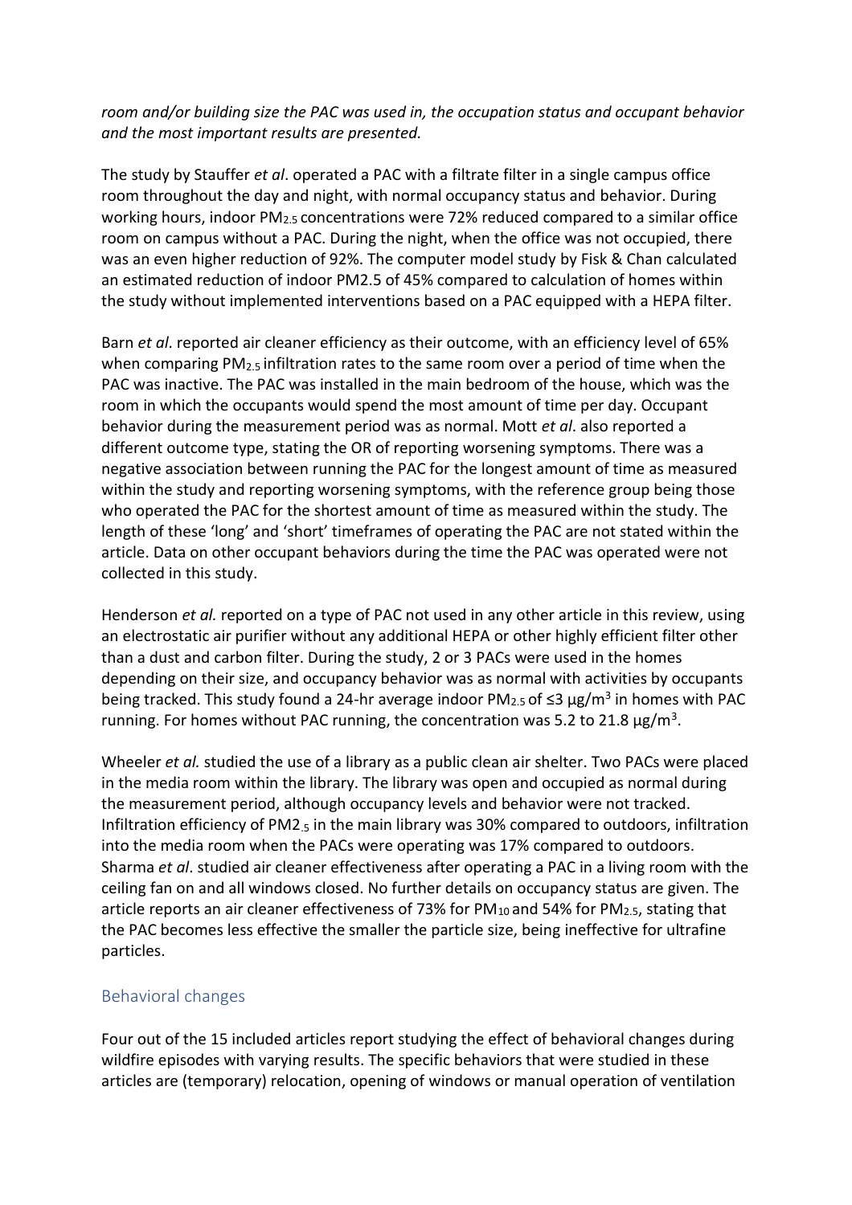*room and/or building size the PAC was used in, the occupation status and occupant behavior and the most important results are presented.*

The study by Stauffer *et al*. operated a PAC with a filtrate filter in a single campus office room throughout the day and night, with normal occupancy status and behavior. During working hours, indoor $PM_{2.5}$ concentrations were 72% reduced compared to a similar office room on campus without a PAC. During the night, when the office was not occupied, there was an even higher reduction of 92%. The computer model study by Fisk & Chan calculated an estimated reduction of indoor PM2.5 of 45% compared to calculation of homes within the study without implemented interventions based on a PAC equipped with a HEPA filter.

Barn *et al*. reported air cleaner efficiency as their outcome, with an efficiency level of 65% when comparing $PM_{2.5}$ infiltration rates to the same room over a period of time when the PAC was inactive. The PAC was installed in the main bedroom of the house, which was the room in which the occupants would spend the most amount of time per day. Occupant behavior during the measurement period was as normal. Mott *et al*. also reported a different outcome type, stating the OR of reporting worsening symptoms. There was a negative association between running the PAC for the longest amount of time as measured within the study and reporting worsening symptoms, with the reference group being those who operated the PAC for the shortest amount of time as measured within the study. The length of these 'long' and 'short' timeframes of operating the PAC are not stated within the article. Data on other occupant behaviors during the time the PAC was operated were not collected in this study.

Henderson *et al.* reported on a type of PAC not used in any other article in this review, using an electrostatic air purifier without any additional HEPA or other highly efficient filter other than a dust and carbon filter. During the study, 2 or 3 PACs were used in the homes depending on their size, and occupancy behavior was as normal with activities by occupants being tracked. This study found a 24-hr average indoor $PM_{2.5}$ of ≤3 μg/m$^3$ in homes with PAC running. For homes without PAC running, the concentration was 5.2 to 21.8 μg/m$^3$.

Wheeler *et al.* studied the use of a library as a public clean air shelter. Two PACs were placed in the media room within the library. The library was open and occupied as normal during the measurement period, although occupancy levels and behavior were not tracked. Infiltration efficiency of $PM2_{.5}$ in the main library was 30% compared to outdoors, infiltration into the media room when the PACs were operating was 17% compared to outdoors. Sharma *et al*. studied air cleaner effectiveness after operating a PAC in a living room with the ceiling fan on and all windows closed. No further details on occupancy status are given. The article reports an air cleaner effectiveness of 73% for $PM_{10}$ and 54% for $PM_{2.5}$, stating that the PAC becomes less effective the smaller the particle size, being ineffective for ultrafine particles.

## Behavioral changes

Four out of the 15 included articles report studying the effect of behavioral changes during wildfire episodes with varying results. The specific behaviors that were studied in these articles are (temporary) relocation, opening of windows or manual operation of ventilation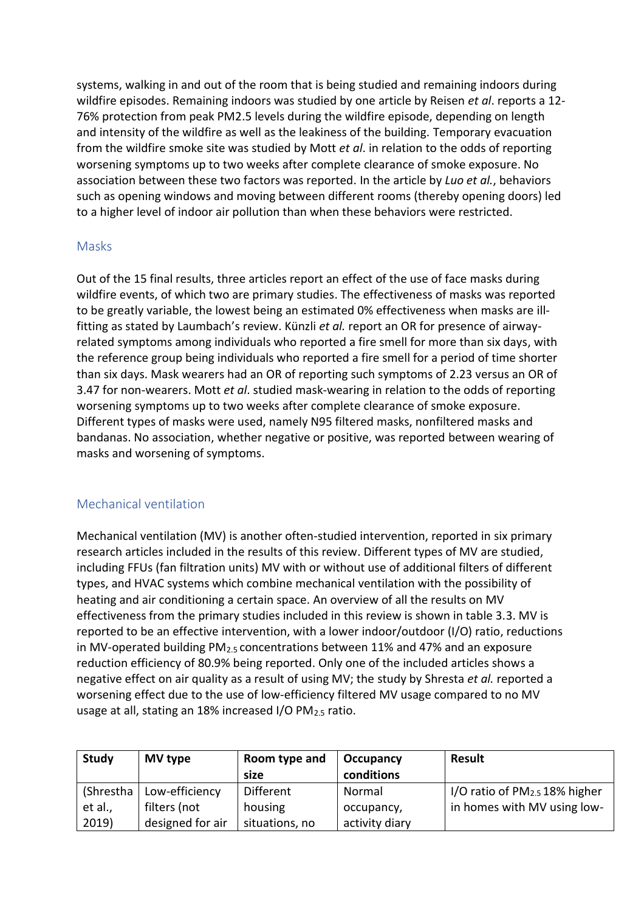systems, walking in and out of the room that is being studied and remaining indoors during wildfire episodes. Remaining indoors was studied by one article by Reisen *et al*. reports a 12-76% protection from peak PM2.5 levels during the wildfire episode, depending on length and intensity of the wildfire as well as the leakiness of the building. Temporary evacuation from the wildfire smoke site was studied by Mott *et al*. in relation to the odds of reporting worsening symptoms up to two weeks after complete clearance of smoke exposure. No association between these two factors was reported. In the article by *Luo et al.*, behaviors such as opening windows and moving between different rooms (thereby opening doors) led to a higher level of indoor air pollution than when these behaviors were restricted.

## Masks

Out of the 15 final results, three articles report an effect of the use of face masks during wildfire events, of which two are primary studies. The effectiveness of masks was reported to be greatly variable, the lowest being an estimated 0% effectiveness when masks are ill-fitting as stated by Laumbach's review. Künzli *et al.* report an OR for presence of airway-related symptoms among individuals who reported a fire smell for more than six days, with the reference group being individuals who reported a fire smell for a period of time shorter than six days. Mask wearers had an OR of reporting such symptoms of 2.23 versus an OR of 3.47 for non-wearers. Mott *et al*. studied mask-wearing in relation to the odds of reporting worsening symptoms up to two weeks after complete clearance of smoke exposure. Different types of masks were used, namely N95 filtered masks, nonfiltered masks and bandanas. No association, whether negative or positive, was reported between wearing of masks and worsening of symptoms.

## Mechanical ventilation

Mechanical ventilation (MV) is another often-studied intervention, reported in six primary research articles included in the results of this review. Different types of MV are studied, including FFUs (fan filtration units) MV with or without use of additional filters of different types, and HVAC systems which combine mechanical ventilation with the possibility of heating and air conditioning a certain space. An overview of all the results on MV effectiveness from the primary studies included in this review is shown in table 3.3. MV is reported to be an effective intervention, with a lower indoor/outdoor (I/O) ratio, reductions in MV-operated building $PM_{2.5}$ concentrations between 11% and 47% and an exposure reduction efficiency of 80.9% being reported. Only one of the included articles shows a negative effect on air quality as a result of using MV; the study by Shresta *et al.* reported a worsening effect due to the use of low-efficiency filtered MV usage compared to no MV usage at all, stating an 18% increased I/O $PM_{2.5}$ ratio.

| Study | MV type | Room type and size | Occupancy conditions | Result |
|---|---|---|---|---|
| (Shrestha et al., 2019) | Low-efficiency filters (not designed for air | Different housing situations, no | Normal occupancy, activity diary | I/O ratio of $PM_{2.5}$ 18% higher in homes with MV using low- |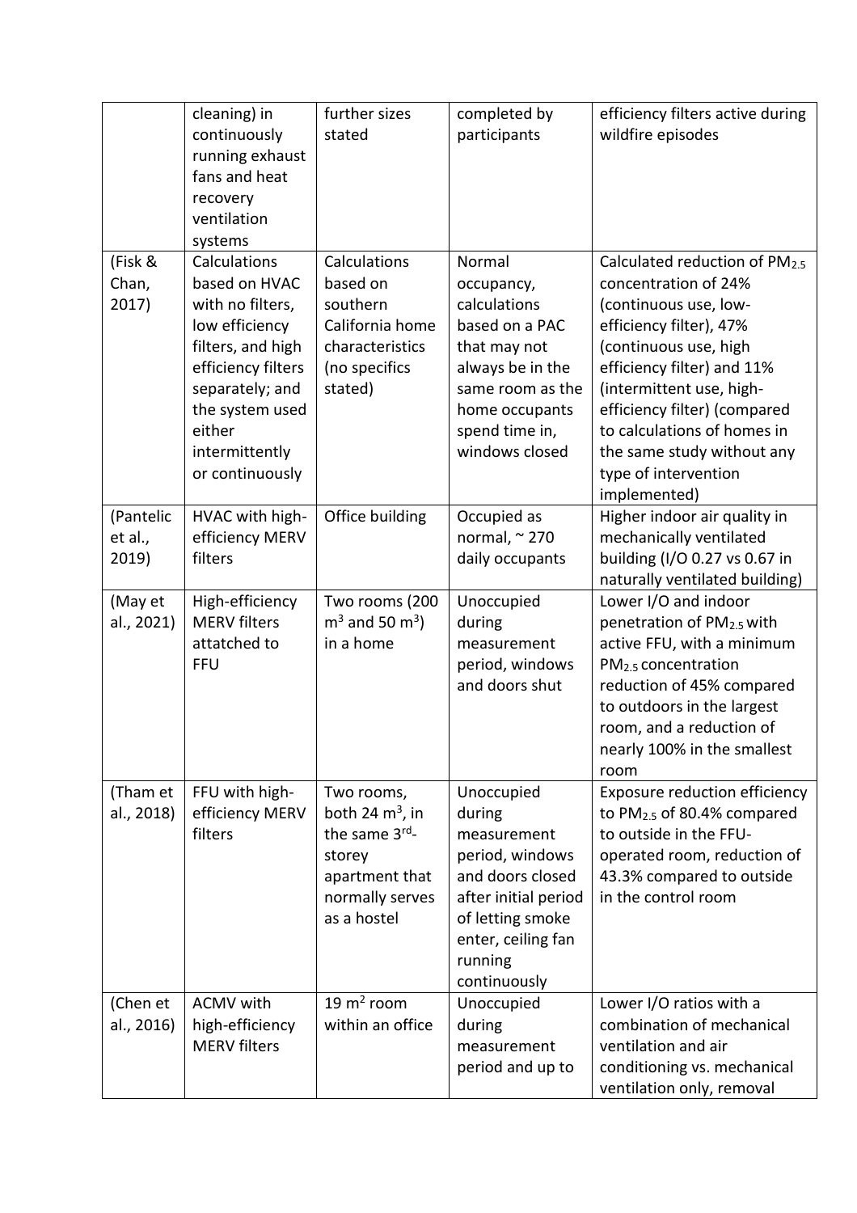| | | | | |
|---|---|---|---|---|
| | cleaning) in continuously running exhaust fans and heat recovery ventilation systems | further sizes stated | completed by participants | efficiency filters active during wildfire episodes |
| (Fisk & Chan, 2017) | Calculations based on HVAC with no filters, low efficiency filters, and high efficiency filters separately; and the system used either intermittently or continuously | Calculations based on southern California home characteristics (no specifics stated) | Normal occupancy, calculations based on a PAC that may not always be in the same room as the home occupants spend time in, windows closed | Calculated reduction of $PM_{2.5}$ concentration of 24% (continuous use, low-efficiency filter), 47% (continuous use, high efficiency filter) and 11% (intermittent use, high-efficiency filter) (compared to calculations of homes in the same study without any type of intervention implemented) |
| (Pantelic et al., 2019) | HVAC with high-efficiency MERV filters | Office building | Occupied as normal, ~ 270 daily occupants | Higher indoor air quality in mechanically ventilated building (I/O 0.27 vs 0.67 in naturally ventilated building) |
| (May et al., 2021) | High-efficiency MERV filters attatched to FFU | Two rooms (200 $m^3$ and 50 $m^3$) in a home | Unoccupied during measurement period, windows and doors shut | Lower I/O and indoor penetration of $PM_{2.5}$ with active FFU, with a minimum $PM_{2.5}$ concentration reduction of 45% compared to outdoors in the largest room, and a reduction of nearly 100% in the smallest room |
| (Tham et al., 2018) | FFU with high-efficiency MERV filters | Two rooms, both 24 $m^3$, in the same 3rd-storey apartment that normally serves as a hostel | Unoccupied during measurement period, windows and doors closed after initial period of letting smoke enter, ceiling fan running continuously | Exposure reduction efficiency to $PM_{2.5}$ of 80.4% compared to outside in the FFU-operated room, reduction of 43.3% compared to outside in the control room |
| (Chen et al., 2016) | ACMV with high-efficiency MERV filters | 19 $m^2$ room within an office | Unoccupied during measurement period and up to | Lower I/O ratios with a combination of mechanical ventilation and air conditioning vs. mechanical ventilation only, removal |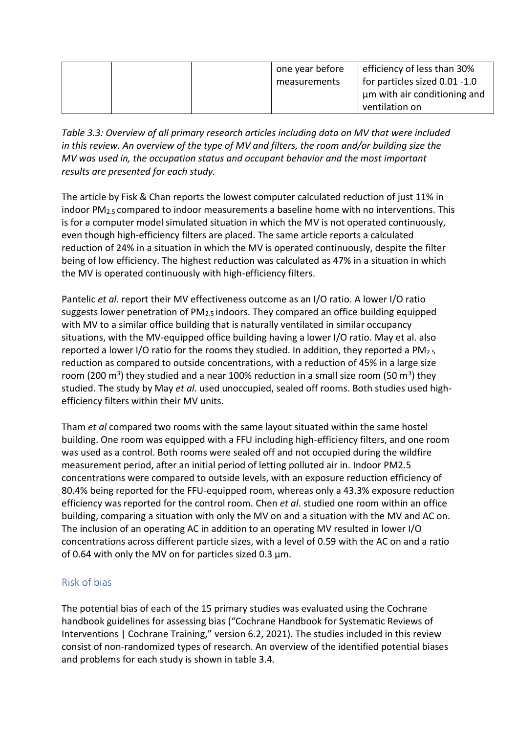|  |  |  | one year before measurements | efficiency of less than 30% for particles sized 0.01 -1.0 µm with air conditioning and ventilation on |
|---|---|---|---|---|

*Table 3.3: Overview of all primary research articles including data on MV that were included in this review. An overview of the type of MV and filters, the room and/or building size the MV was used in, the occupation status and occupant behavior and the most important results are presented for each study.*

The article by Fisk & Chan reports the lowest computer calculated reduction of just 11% in indoor $PM_{2.5}$ compared to indoor measurements a baseline home with no interventions. This is for a computer model simulated situation in which the MV is not operated continuously, even though high-efficiency filters are placed. The same article reports a calculated reduction of 24% in a situation in which the MV is operated continuously, despite the filter being of low efficiency. The highest reduction was calculated as 47% in a situation in which the MV is operated continuously with high-efficiency filters.

Pantelic *et al*. report their MV effectiveness outcome as an I/O ratio. A lower I/O ratio suggests lower penetration of $PM_{2.5}$ indoors. They compared an office building equipped with MV to a similar office building that is naturally ventilated in similar occupancy situations, with the MV-equipped office building having a lower I/O ratio. May et al. also reported a lower I/O ratio for the rooms they studied. In addition, they reported a $PM_{2.5}$ reduction as compared to outside concentrations, with a reduction of 45% in a large size room (200 $m^3$) they studied and a near 100% reduction in a small size room (50 $m^3$) they studied. The study by May *et al.* used unoccupied, sealed off rooms. Both studies used high-efficiency filters within their MV units.

Tham *et al* compared two rooms with the same layout situated within the same hostel building. One room was equipped with a FFU including high-efficiency filters, and one room was used as a control. Both rooms were sealed off and not occupied during the wildfire measurement period, after an initial period of letting polluted air in. Indoor PM2.5 concentrations were compared to outside levels, with an exposure reduction efficiency of 80.4% being reported for the FFU-equipped room, whereas only a 43.3% exposure reduction efficiency was reported for the control room. Chen *et al*. studied one room within an office building, comparing a situation with only the MV on and a situation with the MV and AC on. The inclusion of an operating AC in addition to an operating MV resulted in lower I/O concentrations across different particle sizes, with a level of 0.59 with the AC on and a ratio of 0.64 with only the MV on for particles sized 0.3 µm.

## Risk of bias

The potential bias of each of the 15 primary studies was evaluated using the Cochrane handbook guidelines for assessing bias ("Cochrane Handbook for Systematic Reviews of Interventions | Cochrane Training," version 6.2, 2021). The studies included in this review consist of non-randomized types of research. An overview of the identified potential biases and problems for each study is shown in table 3.4.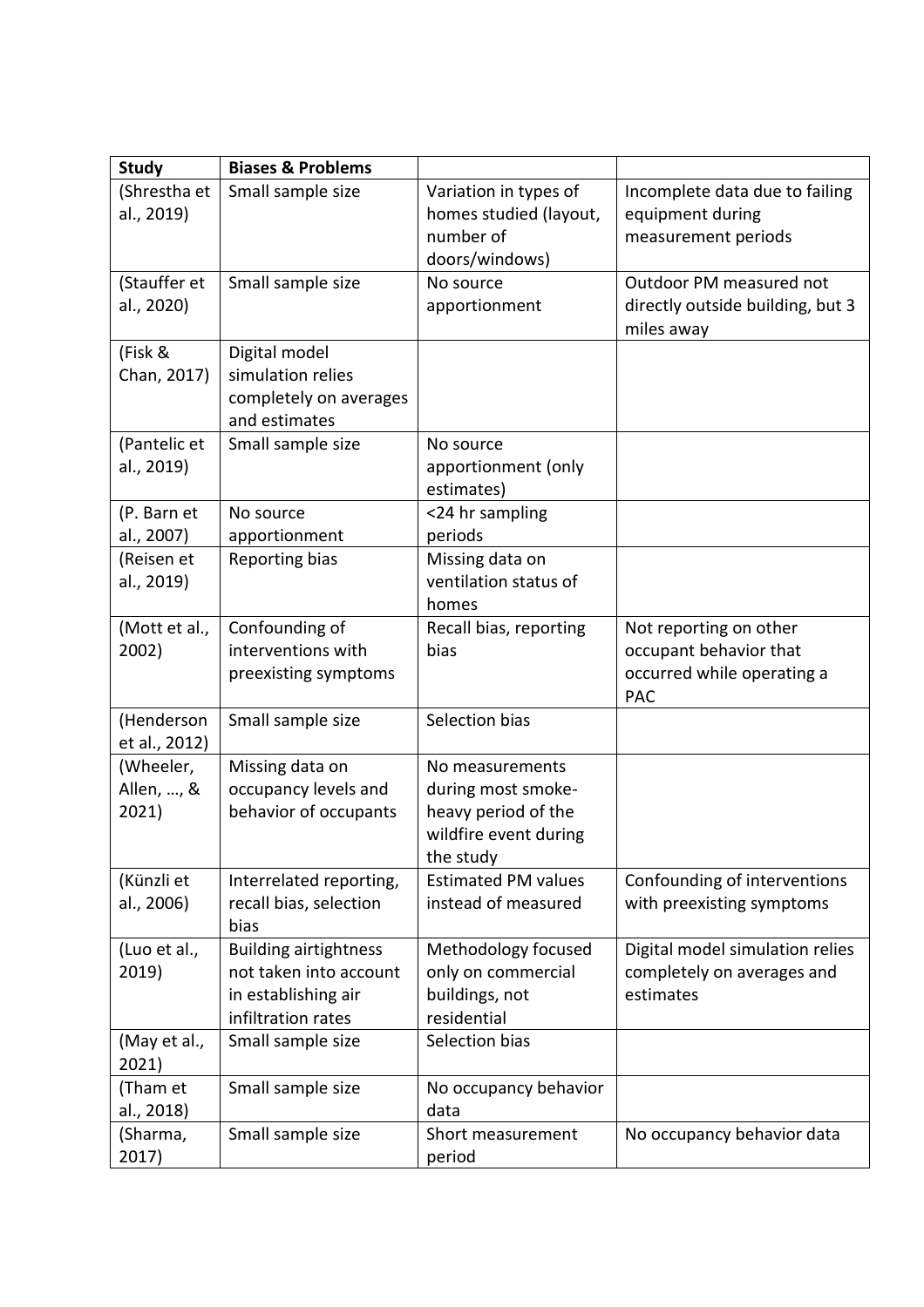| Study | Biases & Problems | | |
|---|---|---|---|
| (Shrestha et al., 2019) | Small sample size | Variation in types of homes studied (layout, number of doors/windows) | Incomplete data due to failing equipment during measurement periods |
| (Stauffer et al., 2020) | Small sample size | No source apportionment | Outdoor PM measured not directly outside building, but 3 miles away |
| (Fisk & Chan, 2017) | Digital model simulation relies completely on averages and estimates | | |
| (Pantelic et al., 2019) | Small sample size | No source apportionment (only estimates) | |
| (P. Barn et al., 2007) | No source apportionment | <24 hr sampling periods | |
| (Reisen et al., 2019) | Reporting bias | Missing data on ventilation status of homes | |
| (Mott et al., 2002) | Confounding of interventions with preexisting symptoms | Recall bias, reporting bias | Not reporting on other occupant behavior that occurred while operating a PAC |
| (Henderson et al., 2012) | Small sample size | Selection bias | |
| (Wheeler, Allen, …, & 2021) | Missing data on occupancy levels and behavior of occupants | No measurements during most smoke-heavy period of the wildfire event during the study | |
| (Künzli et al., 2006) | Interrelated reporting, recall bias, selection bias | Estimated PM values instead of measured | Confounding of interventions with preexisting symptoms |
| (Luo et al., 2019) | Building airtightness not taken into account in establishing air infiltration rates | Methodology focused only on commercial buildings, not residential | Digital model simulation relies completely on averages and estimates |
| (May et al., 2021) | Small sample size | Selection bias | |
| (Tham et al., 2018) | Small sample size | No occupancy behavior data | |
| (Sharma, 2017) | Small sample size | Short measurement period | No occupancy behavior data |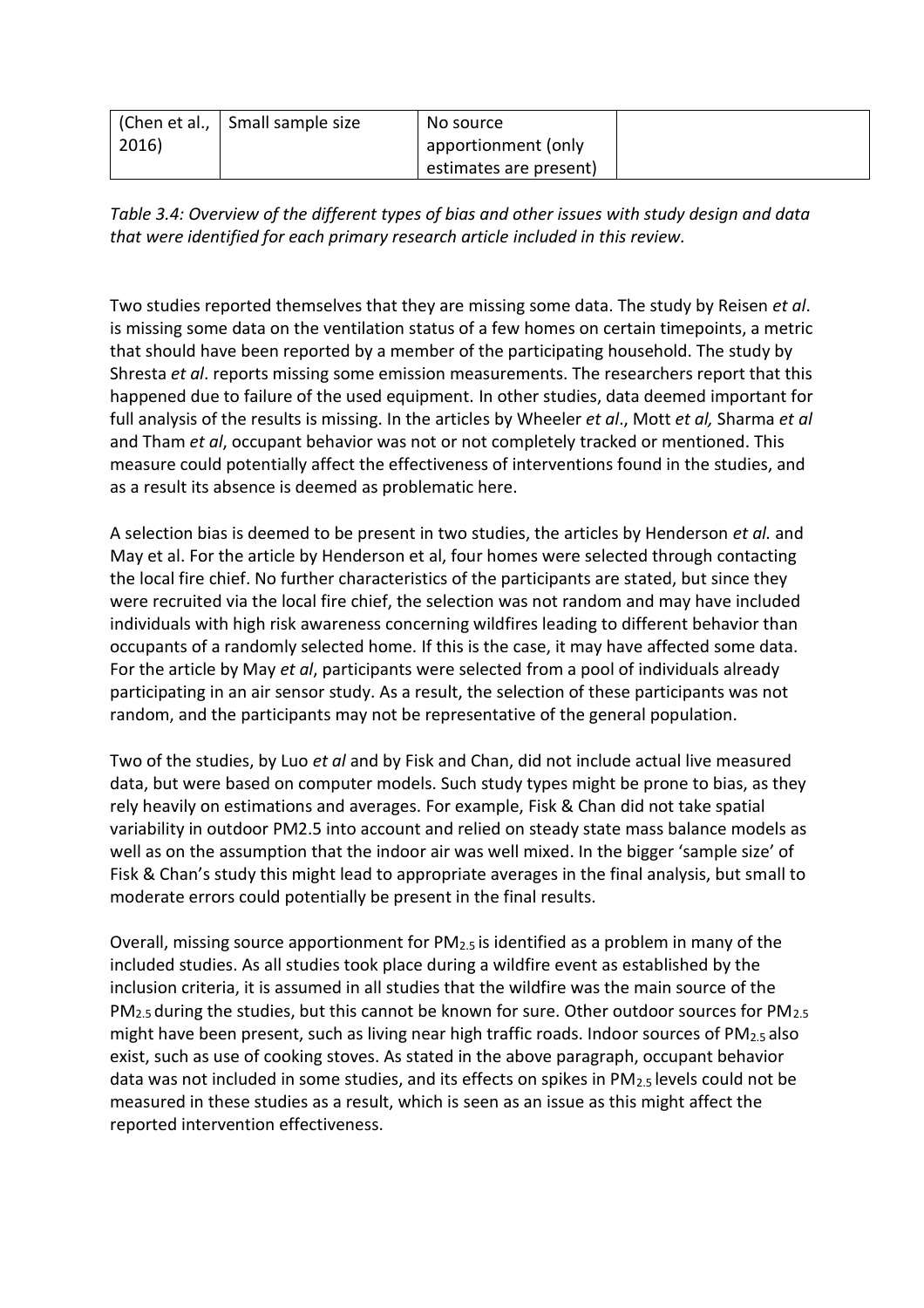| (Chen et al., 2016) | Small sample size | No source apportionment (only estimates are present) | |
|---|---|---|---|

*Table 3.4: Overview of the different types of bias and other issues with study design and data that were identified for each primary research article included in this review.*

Two studies reported themselves that they are missing some data. The study by Reisen *et al*. is missing some data on the ventilation status of a few homes on certain timepoints, a metric that should have been reported by a member of the participating household. The study by Shresta *et al*. reports missing some emission measurements. The researchers report that this happened due to failure of the used equipment. In other studies, data deemed important for full analysis of the results is missing. In the articles by Wheeler *et al*., Mott *et al,* Sharma *et al* and Tham *et al*, occupant behavior was not or not completely tracked or mentioned. This measure could potentially affect the effectiveness of interventions found in the studies, and as a result its absence is deemed as problematic here.

A selection bias is deemed to be present in two studies, the articles by Henderson *et al.* and May et al. For the article by Henderson et al, four homes were selected through contacting the local fire chief. No further characteristics of the participants are stated, but since they were recruited via the local fire chief, the selection was not random and may have included individuals with high risk awareness concerning wildfires leading to different behavior than occupants of a randomly selected home. If this is the case, it may have affected some data. For the article by May *et al*, participants were selected from a pool of individuals already participating in an air sensor study. As a result, the selection of these participants was not random, and the participants may not be representative of the general population.

Two of the studies, by Luo *et al* and by Fisk and Chan, did not include actual live measured data, but were based on computer models. Such study types might be prone to bias, as they rely heavily on estimations and averages. For example, Fisk & Chan did not take spatial variability in outdoor PM2.5 into account and relied on steady state mass balance models as well as on the assumption that the indoor air was well mixed. In the bigger 'sample size' of Fisk & Chan's study this might lead to appropriate averages in the final analysis, but small to moderate errors could potentially be present in the final results.

Overall, missing source apportionment for $PM_{2.5}$ is identified as a problem in many of the included studies. As all studies took place during a wildfire event as established by the inclusion criteria, it is assumed in all studies that the wildfire was the main source of the $PM_{2.5}$ during the studies, but this cannot be known for sure. Other outdoor sources for $PM_{2.5}$ might have been present, such as living near high traffic roads. Indoor sources of $PM_{2.5}$ also exist, such as use of cooking stoves. As stated in the above paragraph, occupant behavior data was not included in some studies, and its effects on spikes in $PM_{2.5}$ levels could not be measured in these studies as a result, which is seen as an issue as this might affect the reported intervention effectiveness.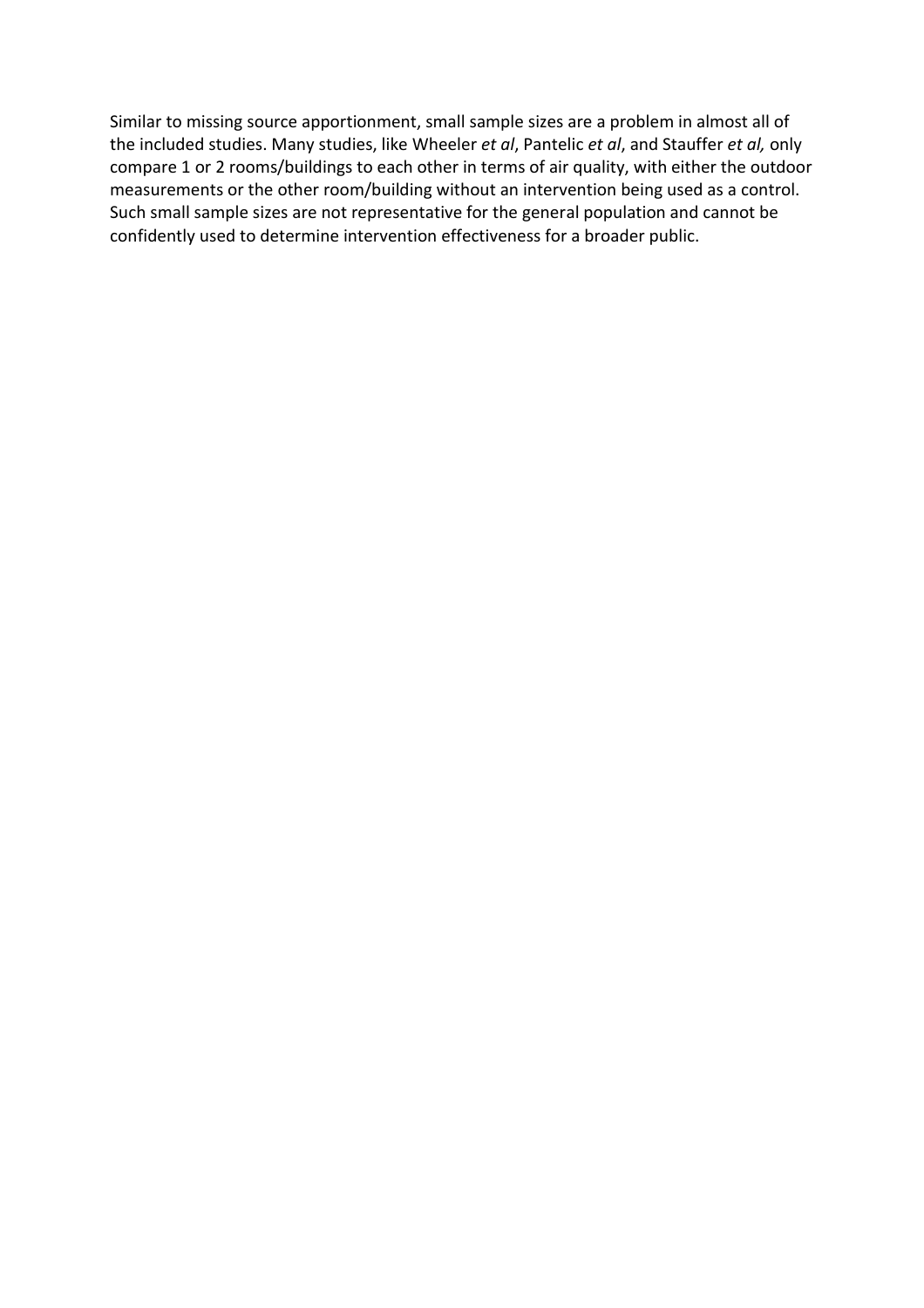Similar to missing source apportionment, small sample sizes are a problem in almost all of the included studies. Many studies, like Wheeler *et al*, Pantelic *et al*, and Stauffer *et al,* only compare 1 or 2 rooms/buildings to each other in terms of air quality, with either the outdoor measurements or the other room/building without an intervention being used as a control. Such small sample sizes are not representative for the general population and cannot be confidently used to determine intervention effectiveness for a broader public.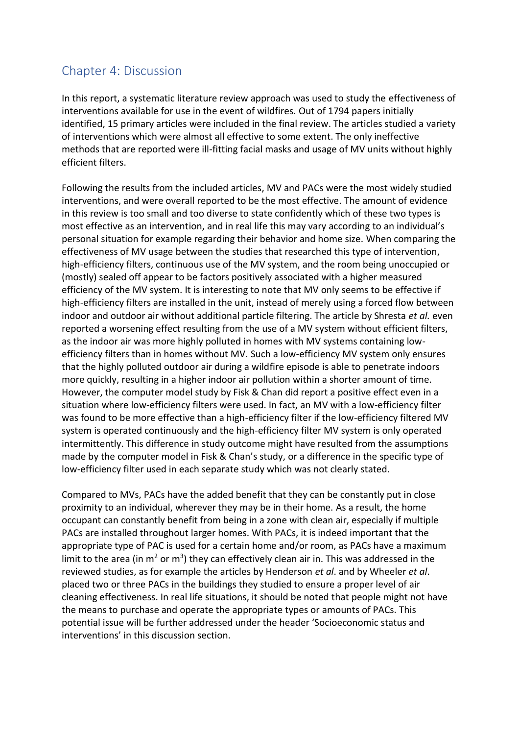## Chapter 4: Discussion

In this report, a systematic literature review approach was used to study the effectiveness of interventions available for use in the event of wildfires. Out of 1794 papers initially identified, 15 primary articles were included in the final review. The articles studied a variety of interventions which were almost all effective to some extent. The only ineffective methods that are reported were ill-fitting facial masks and usage of MV units without highly efficient filters.

Following the results from the included articles, MV and PACs were the most widely studied interventions, and were overall reported to be the most effective. The amount of evidence in this review is too small and too diverse to state confidently which of these two types is most effective as an intervention, and in real life this may vary according to an individual's personal situation for example regarding their behavior and home size. When comparing the effectiveness of MV usage between the studies that researched this type of intervention, high-efficiency filters, continuous use of the MV system, and the room being unoccupied or (mostly) sealed off appear to be factors positively associated with a higher measured efficiency of the MV system. It is interesting to note that MV only seems to be effective if high-efficiency filters are installed in the unit, instead of merely using a forced flow between indoor and outdoor air without additional particle filtering. The article by Shresta *et al.* even reported a worsening effect resulting from the use of a MV system without efficient filters, as the indoor air was more highly polluted in homes with MV systems containing low-efficiency filters than in homes without MV. Such a low-efficiency MV system only ensures that the highly polluted outdoor air during a wildfire episode is able to penetrate indoors more quickly, resulting in a higher indoor air pollution within a shorter amount of time. However, the computer model study by Fisk & Chan did report a positive effect even in a situation where low-efficiency filters were used. In fact, an MV with a low-efficiency filter was found to be more effective than a high-efficiency filter if the low-efficiency filtered MV system is operated continuously and the high-efficiency filter MV system is only operated intermittently. This difference in study outcome might have resulted from the assumptions made by the computer model in Fisk & Chan's study, or a difference in the specific type of low-efficiency filter used in each separate study which was not clearly stated.

Compared to MVs, PACs have the added benefit that they can be constantly put in close proximity to an individual, wherever they may be in their home. As a result, the home occupant can constantly benefit from being in a zone with clean air, especially if multiple PACs are installed throughout larger homes. With PACs, it is indeed important that the appropriate type of PAC is used for a certain home and/or room, as PACs have a maximum limit to the area (in $m^2$ or $m^3$) they can effectively clean air in. This was addressed in the reviewed studies, as for example the articles by Henderson *et al*. and by Wheeler *et al*. placed two or three PACs in the buildings they studied to ensure a proper level of air cleaning effectiveness. In real life situations, it should be noted that people might not have the means to purchase and operate the appropriate types or amounts of PACs. This potential issue will be further addressed under the header 'Socioeconomic status and interventions' in this discussion section.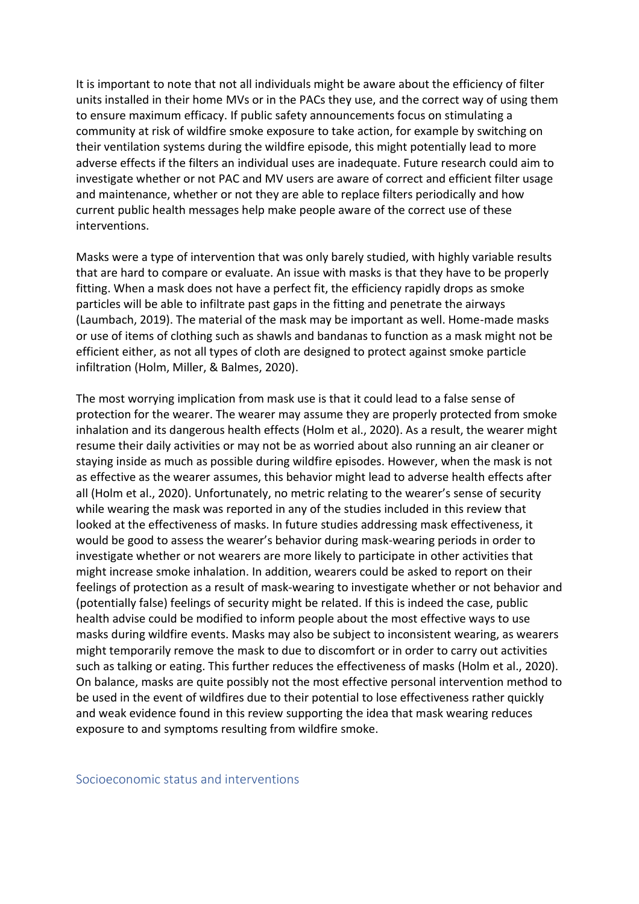It is important to note that not all individuals might be aware about the efficiency of filter units installed in their home MVs or in the PACs they use, and the correct way of using them to ensure maximum efficacy. If public safety announcements focus on stimulating a community at risk of wildfire smoke exposure to take action, for example by switching on their ventilation systems during the wildfire episode, this might potentially lead to more adverse effects if the filters an individual uses are inadequate. Future research could aim to investigate whether or not PAC and MV users are aware of correct and efficient filter usage and maintenance, whether or not they are able to replace filters periodically and how current public health messages help make people aware of the correct use of these interventions.

Masks were a type of intervention that was only barely studied, with highly variable results that are hard to compare or evaluate. An issue with masks is that they have to be properly fitting. When a mask does not have a perfect fit, the efficiency rapidly drops as smoke particles will be able to infiltrate past gaps in the fitting and penetrate the airways (Laumbach, 2019). The material of the mask may be important as well. Home-made masks or use of items of clothing such as shawls and bandanas to function as a mask might not be efficient either, as not all types of cloth are designed to protect against smoke particle infiltration (Holm, Miller, & Balmes, 2020).

The most worrying implication from mask use is that it could lead to a false sense of protection for the wearer. The wearer may assume they are properly protected from smoke inhalation and its dangerous health effects (Holm et al., 2020). As a result, the wearer might resume their daily activities or may not be as worried about also running an air cleaner or staying inside as much as possible during wildfire episodes. However, when the mask is not as effective as the wearer assumes, this behavior might lead to adverse health effects after all (Holm et al., 2020). Unfortunately, no metric relating to the wearer's sense of security while wearing the mask was reported in any of the studies included in this review that looked at the effectiveness of masks. In future studies addressing mask effectiveness, it would be good to assess the wearer's behavior during mask-wearing periods in order to investigate whether or not wearers are more likely to participate in other activities that might increase smoke inhalation. In addition, wearers could be asked to report on their feelings of protection as a result of mask-wearing to investigate whether or not behavior and (potentially false) feelings of security might be related. If this is indeed the case, public health advise could be modified to inform people about the most effective ways to use masks during wildfire events. Masks may also be subject to inconsistent wearing, as wearers might temporarily remove the mask to due to discomfort or in order to carry out activities such as talking or eating. This further reduces the effectiveness of masks (Holm et al., 2020). On balance, masks are quite possibly not the most effective personal intervention method to be used in the event of wildfires due to their potential to lose effectiveness rather quickly and weak evidence found in this review supporting the idea that mask wearing reduces exposure to and symptoms resulting from wildfire smoke.

## Socioeconomic status and interventions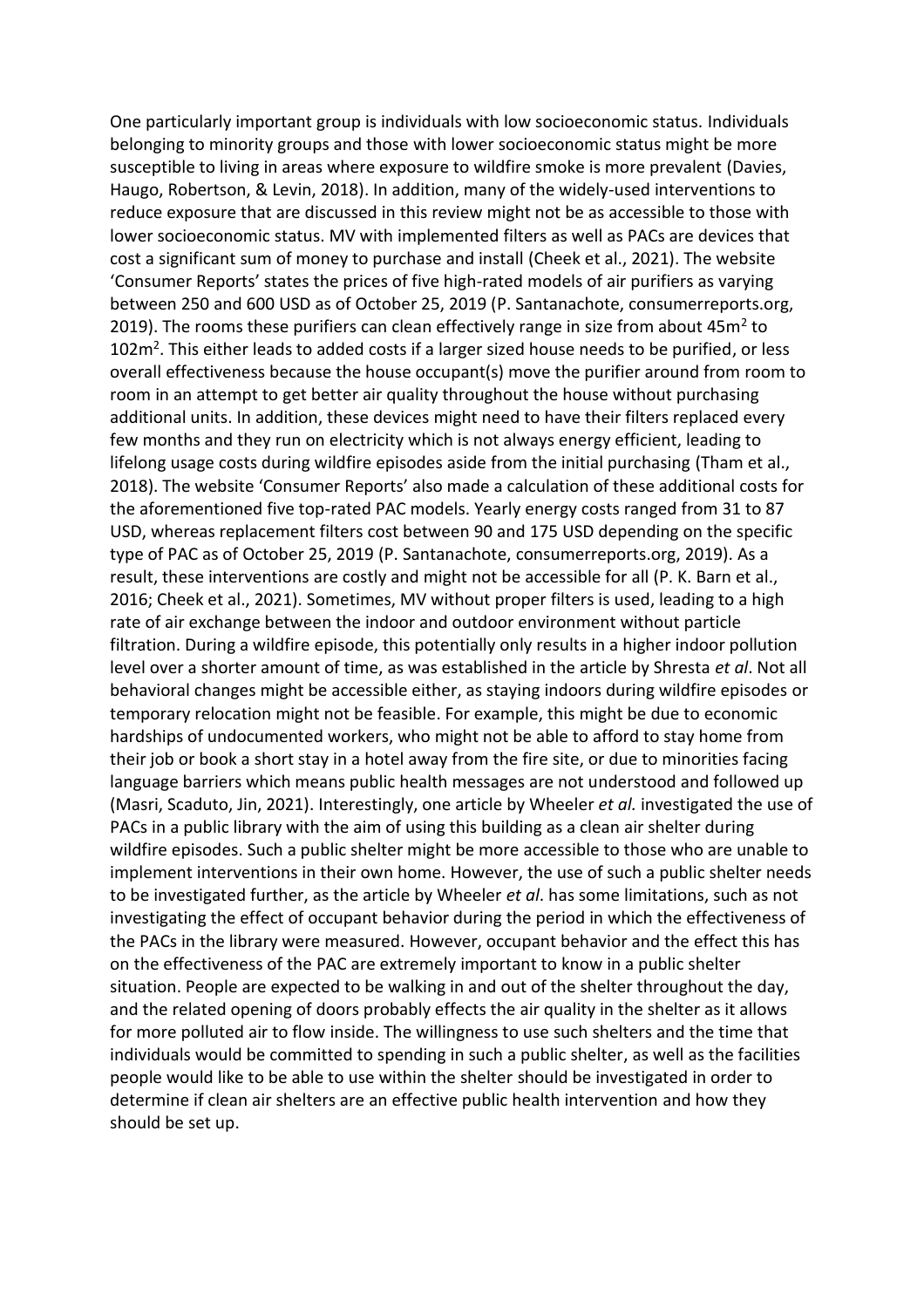One particularly important group is individuals with low socioeconomic status. Individuals belonging to minority groups and those with lower socioeconomic status might be more susceptible to living in areas where exposure to wildfire smoke is more prevalent (Davies, Haugo, Robertson, & Levin, 2018). In addition, many of the widely-used interventions to reduce exposure that are discussed in this review might not be as accessible to those with lower socioeconomic status. MV with implemented filters as well as PACs are devices that cost a significant sum of money to purchase and install (Cheek et al., 2021). The website 'Consumer Reports' states the prices of five high-rated models of air purifiers as varying between 250 and 600 USD as of October 25, 2019 (P. Santanachote, consumerreports.org, 2019). The rooms these purifiers can clean effectively range in size from about 45m$^2$ to 102m$^2$. This either leads to added costs if a larger sized house needs to be purified, or less overall effectiveness because the house occupant(s) move the purifier around from room to room in an attempt to get better air quality throughout the house without purchasing additional units. In addition, these devices might need to have their filters replaced every few months and they run on electricity which is not always energy efficient, leading to lifelong usage costs during wildfire episodes aside from the initial purchasing (Tham et al., 2018). The website 'Consumer Reports' also made a calculation of these additional costs for the aforementioned five top-rated PAC models. Yearly energy costs ranged from 31 to 87 USD, whereas replacement filters cost between 90 and 175 USD depending on the specific type of PAC as of October 25, 2019 (P. Santanachote, consumerreports.org, 2019). As a result, these interventions are costly and might not be accessible for all (P. K. Barn et al., 2016; Cheek et al., 2021). Sometimes, MV without proper filters is used, leading to a high rate of air exchange between the indoor and outdoor environment without particle filtration. During a wildfire episode, this potentially only results in a higher indoor pollution level over a shorter amount of time, as was established in the article by Shresta *et al*. Not all behavioral changes might be accessible either, as staying indoors during wildfire episodes or temporary relocation might not be feasible. For example, this might be due to economic hardships of undocumented workers, who might not be able to afford to stay home from their job or book a short stay in a hotel away from the fire site, or due to minorities facing language barriers which means public health messages are not understood and followed up (Masri, Scaduto, Jin, 2021). Interestingly, one article by Wheeler *et al.* investigated the use of PACs in a public library with the aim of using this building as a clean air shelter during wildfire episodes. Such a public shelter might be more accessible to those who are unable to implement interventions in their own home. However, the use of such a public shelter needs to be investigated further, as the article by Wheeler *et al*. has some limitations, such as not investigating the effect of occupant behavior during the period in which the effectiveness of the PACs in the library were measured. However, occupant behavior and the effect this has on the effectiveness of the PAC are extremely important to know in a public shelter situation. People are expected to be walking in and out of the shelter throughout the day, and the related opening of doors probably effects the air quality in the shelter as it allows for more polluted air to flow inside. The willingness to use such shelters and the time that individuals would be committed to spending in such a public shelter, as well as the facilities people would like to be able to use within the shelter should be investigated in order to determine if clean air shelters are an effective public health intervention and how they should be set up.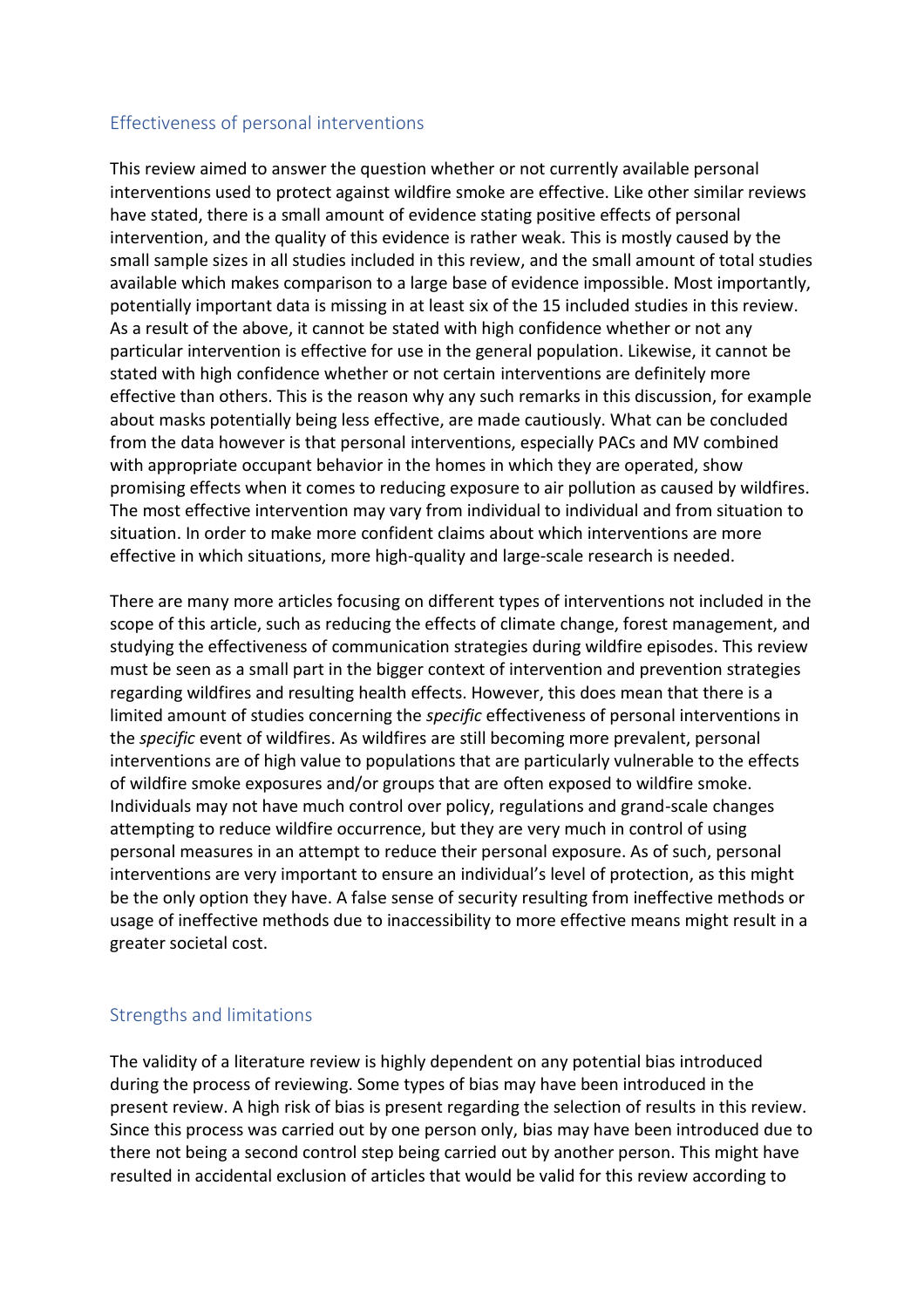## Effectiveness of personal interventions

This review aimed to answer the question whether or not currently available personal interventions used to protect against wildfire smoke are effective. Like other similar reviews have stated, there is a small amount of evidence stating positive effects of personal intervention, and the quality of this evidence is rather weak. This is mostly caused by the small sample sizes in all studies included in this review, and the small amount of total studies available which makes comparison to a large base of evidence impossible. Most importantly, potentially important data is missing in at least six of the 15 included studies in this review. As a result of the above, it cannot be stated with high confidence whether or not any particular intervention is effective for use in the general population. Likewise, it cannot be stated with high confidence whether or not certain interventions are definitely more effective than others. This is the reason why any such remarks in this discussion, for example about masks potentially being less effective, are made cautiously. What can be concluded from the data however is that personal interventions, especially PACs and MV combined with appropriate occupant behavior in the homes in which they are operated, show promising effects when it comes to reducing exposure to air pollution as caused by wildfires. The most effective intervention may vary from individual to individual and from situation to situation. In order to make more confident claims about which interventions are more effective in which situations, more high-quality and large-scale research is needed.

There are many more articles focusing on different types of interventions not included in the scope of this article, such as reducing the effects of climate change, forest management, and studying the effectiveness of communication strategies during wildfire episodes. This review must be seen as a small part in the bigger context of intervention and prevention strategies regarding wildfires and resulting health effects. However, this does mean that there is a limited amount of studies concerning the *specific* effectiveness of personal interventions in the *specific* event of wildfires. As wildfires are still becoming more prevalent, personal interventions are of high value to populations that are particularly vulnerable to the effects of wildfire smoke exposures and/or groups that are often exposed to wildfire smoke. Individuals may not have much control over policy, regulations and grand-scale changes attempting to reduce wildfire occurrence, but they are very much in control of using personal measures in an attempt to reduce their personal exposure. As of such, personal interventions are very important to ensure an individual's level of protection, as this might be the only option they have. A false sense of security resulting from ineffective methods or usage of ineffective methods due to inaccessibility to more effective means might result in a greater societal cost.

## Strengths and limitations

The validity of a literature review is highly dependent on any potential bias introduced during the process of reviewing. Some types of bias may have been introduced in the present review. A high risk of bias is present regarding the selection of results in this review. Since this process was carried out by one person only, bias may have been introduced due to there not being a second control step being carried out by another person. This might have resulted in accidental exclusion of articles that would be valid for this review according to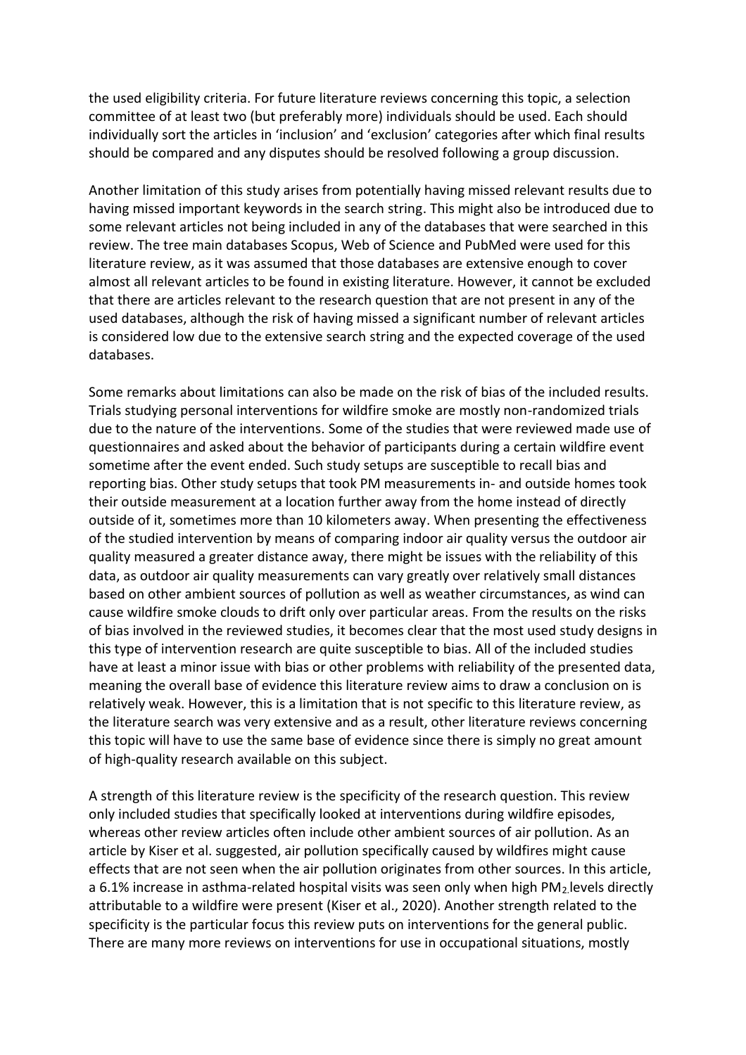the used eligibility criteria. For future literature reviews concerning this topic, a selection committee of at least two (but preferably more) individuals should be used. Each should individually sort the articles in 'inclusion' and 'exclusion' categories after which final results should be compared and any disputes should be resolved following a group discussion.

Another limitation of this study arises from potentially having missed relevant results due to having missed important keywords in the search string. This might also be introduced due to some relevant articles not being included in any of the databases that were searched in this review. The tree main databases Scopus, Web of Science and PubMed were used for this literature review, as it was assumed that those databases are extensive enough to cover almost all relevant articles to be found in existing literature. However, it cannot be excluded that there are articles relevant to the research question that are not present in any of the used databases, although the risk of having missed a significant number of relevant articles is considered low due to the extensive search string and the expected coverage of the used databases.

Some remarks about limitations can also be made on the risk of bias of the included results. Trials studying personal interventions for wildfire smoke are mostly non-randomized trials due to the nature of the interventions. Some of the studies that were reviewed made use of questionnaires and asked about the behavior of participants during a certain wildfire event sometime after the event ended. Such study setups are susceptible to recall bias and reporting bias. Other study setups that took PM measurements in- and outside homes took their outside measurement at a location further away from the home instead of directly outside of it, sometimes more than 10 kilometers away. When presenting the effectiveness of the studied intervention by means of comparing indoor air quality versus the outdoor air quality measured a greater distance away, there might be issues with the reliability of this data, as outdoor air quality measurements can vary greatly over relatively small distances based on other ambient sources of pollution as well as weather circumstances, as wind can cause wildfire smoke clouds to drift only over particular areas. From the results on the risks of bias involved in the reviewed studies, it becomes clear that the most used study designs in this type of intervention research are quite susceptible to bias. All of the included studies have at least a minor issue with bias or other problems with reliability of the presented data, meaning the overall base of evidence this literature review aims to draw a conclusion on is relatively weak. However, this is a limitation that is not specific to this literature review, as the literature search was very extensive and as a result, other literature reviews concerning this topic will have to use the same base of evidence since there is simply no great amount of high-quality research available on this subject.

A strength of this literature review is the specificity of the research question. This review only included studies that specifically looked at interventions during wildfire episodes, whereas other review articles often include other ambient sources of air pollution. As an article by Kiser et al. suggested, air pollution specifically caused by wildfires might cause effects that are not seen when the air pollution originates from other sources. In this article, a 6.1% increase in asthma-related hospital visits was seen only when high $PM_{2.}$ levels directly attributable to a wildfire were present (Kiser et al., 2020). Another strength related to the specificity is the particular focus this review puts on interventions for the general public. There are many more reviews on interventions for use in occupational situations, mostly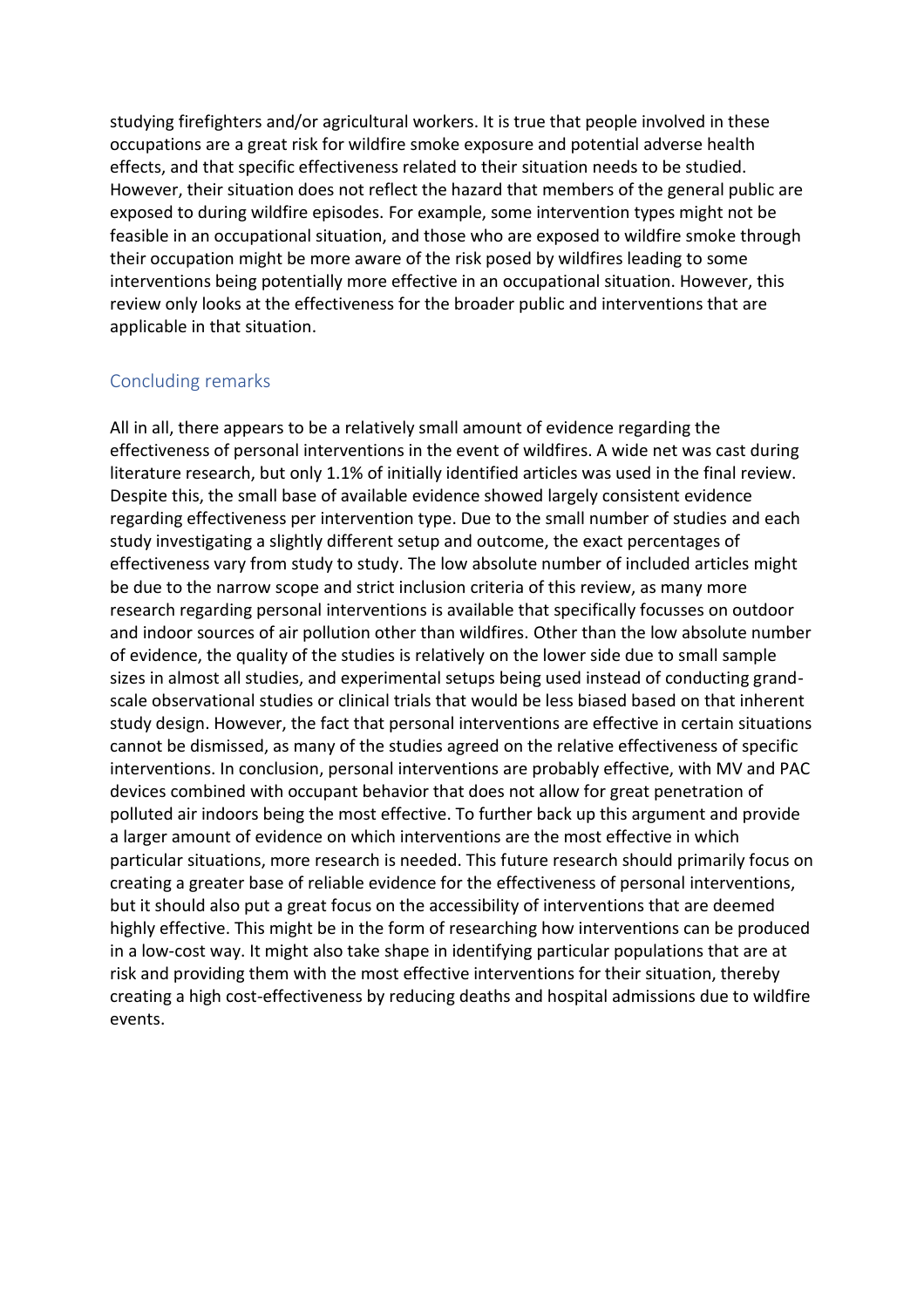studying firefighters and/or agricultural workers. It is true that people involved in these occupations are a great risk for wildfire smoke exposure and potential adverse health effects, and that specific effectiveness related to their situation needs to be studied. However, their situation does not reflect the hazard that members of the general public are exposed to during wildfire episodes. For example, some intervention types might not be feasible in an occupational situation, and those who are exposed to wildfire smoke through their occupation might be more aware of the risk posed by wildfires leading to some interventions being potentially more effective in an occupational situation. However, this review only looks at the effectiveness for the broader public and interventions that are applicable in that situation.

## Concluding remarks

All in all, there appears to be a relatively small amount of evidence regarding the effectiveness of personal interventions in the event of wildfires. A wide net was cast during literature research, but only 1.1% of initially identified articles was used in the final review. Despite this, the small base of available evidence showed largely consistent evidence regarding effectiveness per intervention type. Due to the small number of studies and each study investigating a slightly different setup and outcome, the exact percentages of effectiveness vary from study to study. The low absolute number of included articles might be due to the narrow scope and strict inclusion criteria of this review, as many more research regarding personal interventions is available that specifically focusses on outdoor and indoor sources of air pollution other than wildfires. Other than the low absolute number of evidence, the quality of the studies is relatively on the lower side due to small sample sizes in almost all studies, and experimental setups being used instead of conducting grand-scale observational studies or clinical trials that would be less biased based on that inherent study design. However, the fact that personal interventions are effective in certain situations cannot be dismissed, as many of the studies agreed on the relative effectiveness of specific interventions. In conclusion, personal interventions are probably effective, with MV and PAC devices combined with occupant behavior that does not allow for great penetration of polluted air indoors being the most effective. To further back up this argument and provide a larger amount of evidence on which interventions are the most effective in which particular situations, more research is needed. This future research should primarily focus on creating a greater base of reliable evidence for the effectiveness of personal interventions, but it should also put a great focus on the accessibility of interventions that are deemed highly effective. This might be in the form of researching how interventions can be produced in a low-cost way. It might also take shape in identifying particular populations that are at risk and providing them with the most effective interventions for their situation, thereby creating a high cost-effectiveness by reducing deaths and hospital admissions due to wildfire events.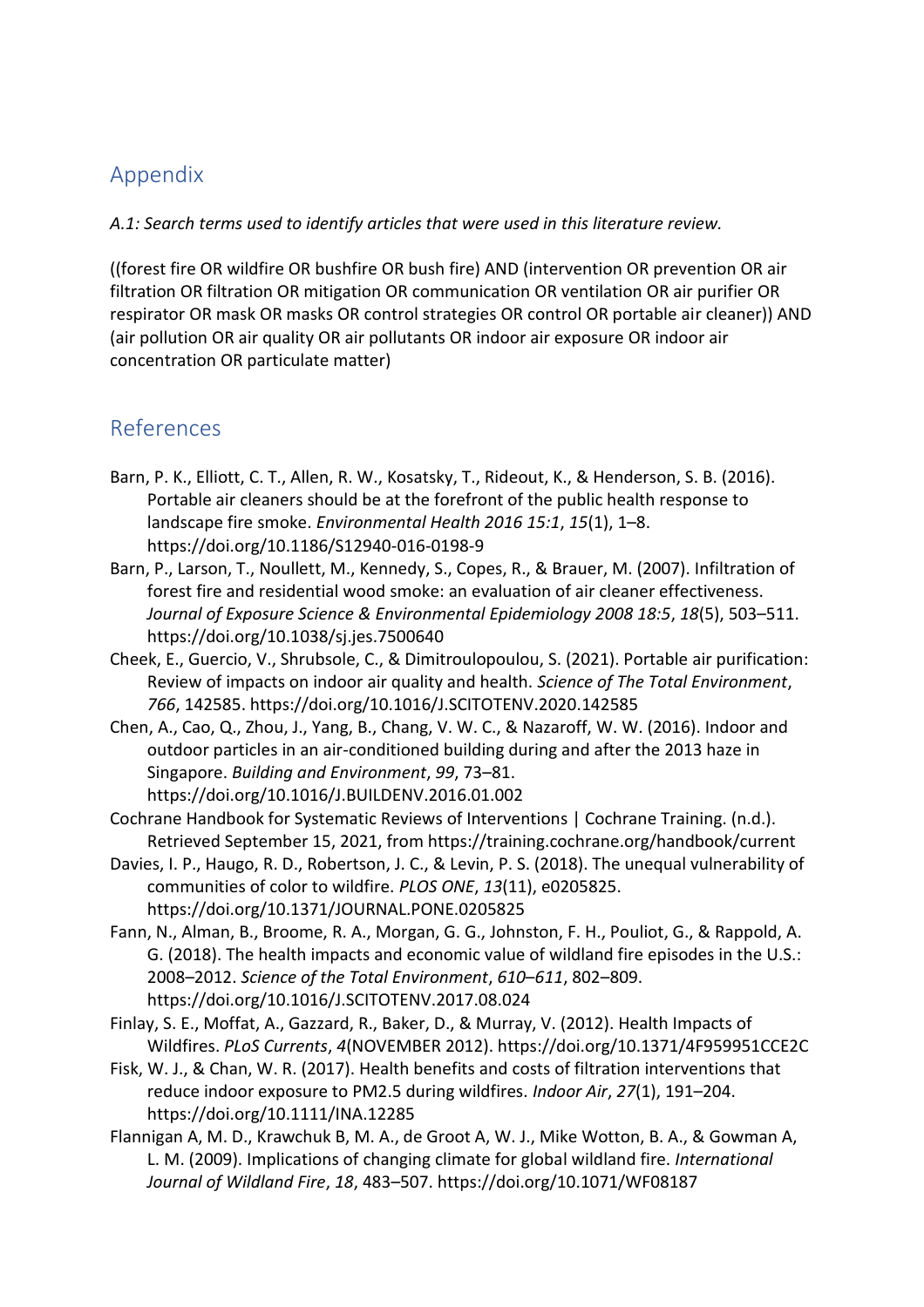## Appendix

*A.1: Search terms used to identify articles that were used in this literature review.*

((forest fire OR wildfire OR bushfire OR bush fire) AND (intervention OR prevention OR air filtration OR filtration OR mitigation OR communication OR ventilation OR air purifier OR respirator OR mask OR masks OR control strategies OR control OR portable air cleaner)) AND (air pollution OR air quality OR air pollutants OR indoor air exposure OR indoor air concentration OR particulate matter)

## References

Barn, P. K., Elliott, C. T., Allen, R. W., Kosatsky, T., Rideout, K., & Henderson, S. B. (2016). Portable air cleaners should be at the forefront of the public health response to landscape fire smoke. *Environmental Health 2016 15:1*, *15*(1), 1–8. https://doi.org/10.1186/S12940-016-0198-9

Barn, P., Larson, T., Noullett, M., Kennedy, S., Copes, R., & Brauer, M. (2007). Infiltration of forest fire and residential wood smoke: an evaluation of air cleaner effectiveness. *Journal of Exposure Science & Environmental Epidemiology 2008 18:5*, *18*(5), 503–511. https://doi.org/10.1038/sj.jes.7500640

Cheek, E., Guercio, V., Shrubsole, C., & Dimitroulopoulou, S. (2021). Portable air purification: Review of impacts on indoor air quality and health. *Science of The Total Environment*, *766*, 142585. https://doi.org/10.1016/J.SCITOTENV.2020.142585

Chen, A., Cao, Q., Zhou, J., Yang, B., Chang, V. W. C., & Nazaroff, W. W. (2016). Indoor and outdoor particles in an air-conditioned building during and after the 2013 haze in Singapore. *Building and Environment*, *99*, 73–81. https://doi.org/10.1016/J.BUILDENV.2016.01.002

Cochrane Handbook for Systematic Reviews of Interventions | Cochrane Training. (n.d.). Retrieved September 15, 2021, from https://training.cochrane.org/handbook/current

Davies, I. P., Haugo, R. D., Robertson, J. C., & Levin, P. S. (2018). The unequal vulnerability of communities of color to wildfire. *PLOS ONE*, *13*(11), e0205825. https://doi.org/10.1371/JOURNAL.PONE.0205825

Fann, N., Alman, B., Broome, R. A., Morgan, G. G., Johnston, F. H., Pouliot, G., & Rappold, A. G. (2018). The health impacts and economic value of wildland fire episodes in the U.S.: 2008–2012. *Science of the Total Environment*, *610–611*, 802–809. https://doi.org/10.1016/J.SCITOTENV.2017.08.024

Finlay, S. E., Moffat, A., Gazzard, R., Baker, D., & Murray, V. (2012). Health Impacts of Wildfires. *PLoS Currents*, *4*(NOVEMBER 2012). https://doi.org/10.1371/4F959951CCE2C

Fisk, W. J., & Chan, W. R. (2017). Health benefits and costs of filtration interventions that reduce indoor exposure to PM2.5 during wildfires. *Indoor Air*, *27*(1), 191–204. https://doi.org/10.1111/INA.12285

Flannigan A, M. D., Krawchuk B, M. A., de Groot A, W. J., Mike Wotton, B. A., & Gowman A, L. M. (2009). Implications of changing climate for global wildland fire. *International Journal of Wildland Fire*, *18*, 483–507. https://doi.org/10.1071/WF08187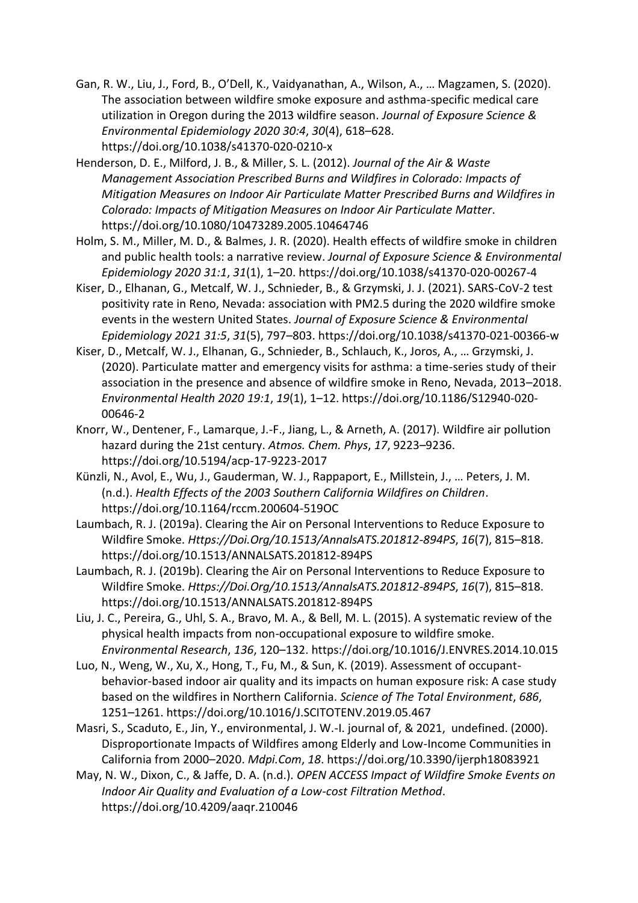Gan, R. W., Liu, J., Ford, B., O'Dell, K., Vaidyanathan, A., Wilson, A., … Magzamen, S. (2020). The association between wildfire smoke exposure and asthma-specific medical care utilization in Oregon during the 2013 wildfire season. *Journal of Exposure Science & Environmental Epidemiology 2020 30:4*, *30*(4), 618–628. https://doi.org/10.1038/s41370-020-0210-x

Henderson, D. E., Milford, J. B., & Miller, S. L. (2012). *Journal of the Air & Waste Management Association Prescribed Burns and Wildfires in Colorado: Impacts of Mitigation Measures on Indoor Air Particulate Matter Prescribed Burns and Wildfires in Colorado: Impacts of Mitigation Measures on Indoor Air Particulate Matter*. https://doi.org/10.1080/10473289.2005.10464746

Holm, S. M., Miller, M. D., & Balmes, J. R. (2020). Health effects of wildfire smoke in children and public health tools: a narrative review. *Journal of Exposure Science & Environmental Epidemiology 2020 31:1*, *31*(1), 1–20. https://doi.org/10.1038/s41370-020-00267-4

Kiser, D., Elhanan, G., Metcalf, W. J., Schnieder, B., & Grzymski, J. J. (2021). SARS-CoV-2 test positivity rate in Reno, Nevada: association with PM2.5 during the 2020 wildfire smoke events in the western United States. *Journal of Exposure Science & Environmental Epidemiology 2021 31:5*, *31*(5), 797–803. https://doi.org/10.1038/s41370-021-00366-w

Kiser, D., Metcalf, W. J., Elhanan, G., Schnieder, B., Schlauch, K., Joros, A., … Grzymski, J. (2020). Particulate matter and emergency visits for asthma: a time-series study of their association in the presence and absence of wildfire smoke in Reno, Nevada, 2013–2018. *Environmental Health 2020 19:1*, *19*(1), 1–12. https://doi.org/10.1186/S12940-020-00646-2

Knorr, W., Dentener, F., Lamarque, J.-F., Jiang, L., & Arneth, A. (2017). Wildfire air pollution hazard during the 21st century. *Atmos. Chem. Phys*, *17*, 9223–9236. https://doi.org/10.5194/acp-17-9223-2017

Künzli, N., Avol, E., Wu, J., Gauderman, W. J., Rappaport, E., Millstein, J., … Peters, J. M. (n.d.). *Health Effects of the 2003 Southern California Wildfires on Children*. https://doi.org/10.1164/rccm.200604-519OC

Laumbach, R. J. (2019a). Clearing the Air on Personal Interventions to Reduce Exposure to Wildfire Smoke. *Https://Doi.Org/10.1513/AnnalsATS.201812-894PS*, *16*(7), 815–818. https://doi.org/10.1513/ANNALSATS.201812-894PS

Laumbach, R. J. (2019b). Clearing the Air on Personal Interventions to Reduce Exposure to Wildfire Smoke. *Https://Doi.Org/10.1513/AnnalsATS.201812-894PS*, *16*(7), 815–818. https://doi.org/10.1513/ANNALSATS.201812-894PS

Liu, J. C., Pereira, G., Uhl, S. A., Bravo, M. A., & Bell, M. L. (2015). A systematic review of the physical health impacts from non-occupational exposure to wildfire smoke. *Environmental Research*, *136*, 120–132. https://doi.org/10.1016/J.ENVRES.2014.10.015

Luo, N., Weng, W., Xu, X., Hong, T., Fu, M., & Sun, K. (2019). Assessment of occupant-behavior-based indoor air quality and its impacts on human exposure risk: A case study based on the wildfires in Northern California. *Science of The Total Environment*, *686*, 1251–1261. https://doi.org/10.1016/J.SCITOTENV.2019.05.467

Masri, S., Scaduto, E., Jin, Y., environmental, J. W.-I. journal of, & 2021, undefined. (2000). Disproportionate Impacts of Wildfires among Elderly and Low-Income Communities in California from 2000–2020. *Mdpi.Com*, *18*. https://doi.org/10.3390/ijerph18083921

May, N. W., Dixon, C., & Jaffe, D. A. (n.d.). *OPEN ACCESS Impact of Wildfire Smoke Events on Indoor Air Quality and Evaluation of a Low-cost Filtration Method*. https://doi.org/10.4209/aaqr.210046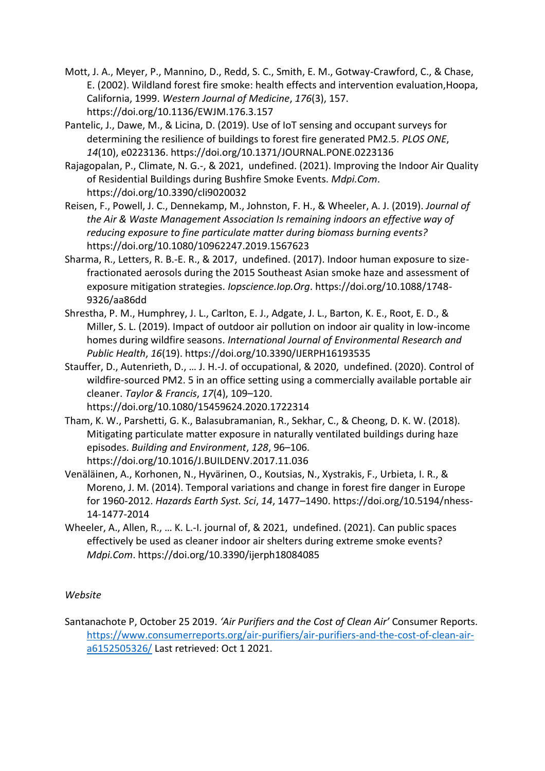Mott, J. A., Meyer, P., Mannino, D., Redd, S. C., Smith, E. M., Gotway-Crawford, C., & Chase, E. (2002). Wildland forest fire smoke: health effects and intervention evaluation,Hoopa, California, 1999. *Western Journal of Medicine*, *176*(3), 157. https://doi.org/10.1136/EWJM.176.3.157

Pantelic, J., Dawe, M., & Licina, D. (2019). Use of IoT sensing and occupant surveys for determining the resilience of buildings to forest fire generated PM2.5. *PLOS ONE*, *14*(10), e0223136. https://doi.org/10.1371/JOURNAL.PONE.0223136

Rajagopalan, P., Climate, N. G.-, & 2021, undefined. (2021). Improving the Indoor Air Quality of Residential Buildings during Bushfire Smoke Events. *Mdpi.Com*. https://doi.org/10.3390/cli9020032

Reisen, F., Powell, J. C., Dennekamp, M., Johnston, F. H., & Wheeler, A. J. (2019). *Journal of the Air & Waste Management Association Is remaining indoors an effective way of reducing exposure to fine particulate matter during biomass burning events?* https://doi.org/10.1080/10962247.2019.1567623

Sharma, R., Letters, R. B.-E. R., & 2017, undefined. (2017). Indoor human exposure to size-fractionated aerosols during the 2015 Southeast Asian smoke haze and assessment of exposure mitigation strategies. *Iopscience.Iop.Org*. https://doi.org/10.1088/1748-9326/aa86dd

Shrestha, P. M., Humphrey, J. L., Carlton, E. J., Adgate, J. L., Barton, K. E., Root, E. D., & Miller, S. L. (2019). Impact of outdoor air pollution on indoor air quality in low-income homes during wildfire seasons. *International Journal of Environmental Research and Public Health*, *16*(19). https://doi.org/10.3390/IJERPH16193535

Stauffer, D., Autenrieth, D., … J. H.-J. of occupational, & 2020, undefined. (2020). Control of wildfire-sourced PM2. 5 in an office setting using a commercially available portable air cleaner. *Taylor & Francis*, *17*(4), 109–120. https://doi.org/10.1080/15459624.2020.1722314

Tham, K. W., Parshetti, G. K., Balasubramanian, R., Sekhar, C., & Cheong, D. K. W. (2018). Mitigating particulate matter exposure in naturally ventilated buildings during haze episodes. *Building and Environment*, *128*, 96–106. https://doi.org/10.1016/J.BUILDENV.2017.11.036

Venäläinen, A., Korhonen, N., Hyvärinen, O., Koutsias, N., Xystrakis, F., Urbieta, I. R., & Moreno, J. M. (2014). Temporal variations and change in forest fire danger in Europe for 1960-2012. *Hazards Earth Syst. Sci*, *14*, 1477–1490. https://doi.org/10.5194/nhess-14-1477-2014

Wheeler, A., Allen, R., … K. L.-I. journal of, & 2021, undefined. (2021). Can public spaces effectively be used as cleaner indoor air shelters during extreme smoke events? *Mdpi.Com*. https://doi.org/10.3390/ijerph18084085

*Website*

Santanachote P, October 25 2019. *'Air Purifiers and the Cost of Clean Air'* Consumer Reports. https://www.consumerreports.org/air-purifiers/air-purifiers-and-the-cost-of-clean-air-a6152505326/ Last retrieved: Oct 1 2021.